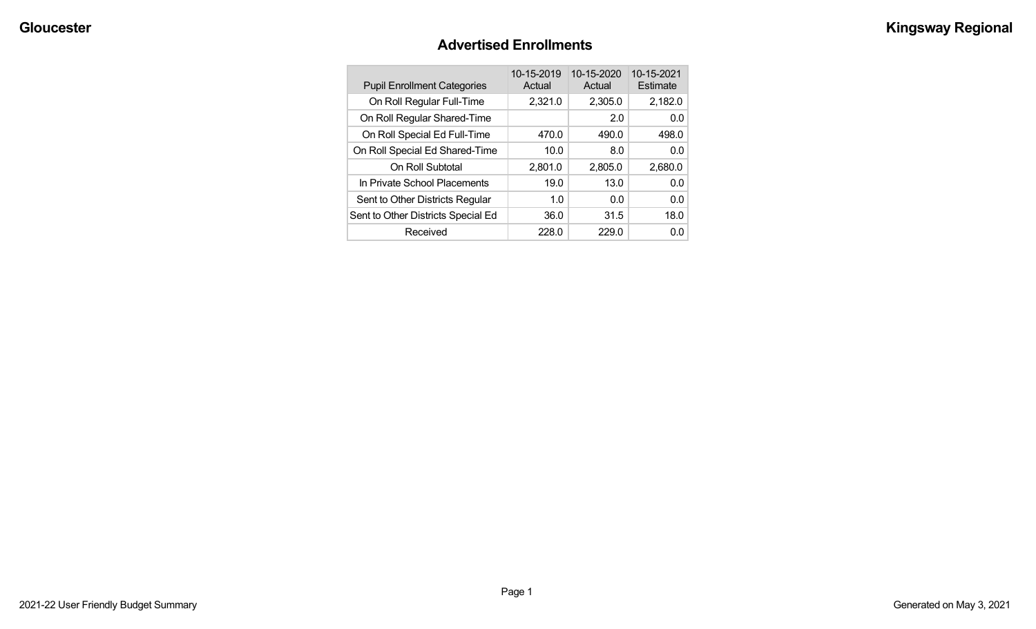# Advertised Enrollments

| Pupil Enrollment Categories | 10-15-2019 Actual | 10-15-2020 Actual | 10-15-2021 Estimate |
|---|---|---|---|
| On Roll Regular Full-Time | 2,321.0 | 2,305.0 | 2,182.0 |
| On Roll Regular Shared-Time | | 2.0 | 0.0 |
| On Roll Special Ed Full-Time | 470.0 | 490.0 | 498.0 |
| On Roll Special Ed Shared-Time | 10.0 | 8.0 | 0.0 |
| On Roll Subtotal | 2,801.0 | 2,805.0 | 2,680.0 |
| In Private School Placements | 19.0 | 13.0 | 0.0 |
| Sent to Other Districts Regular | 1.0 | 0.0 | 0.0 |
| Sent to Other Districts Special Ed | 36.0 | 31.5 | 18.0 |
| Received | 228.0 | 229.0 | 0.0 |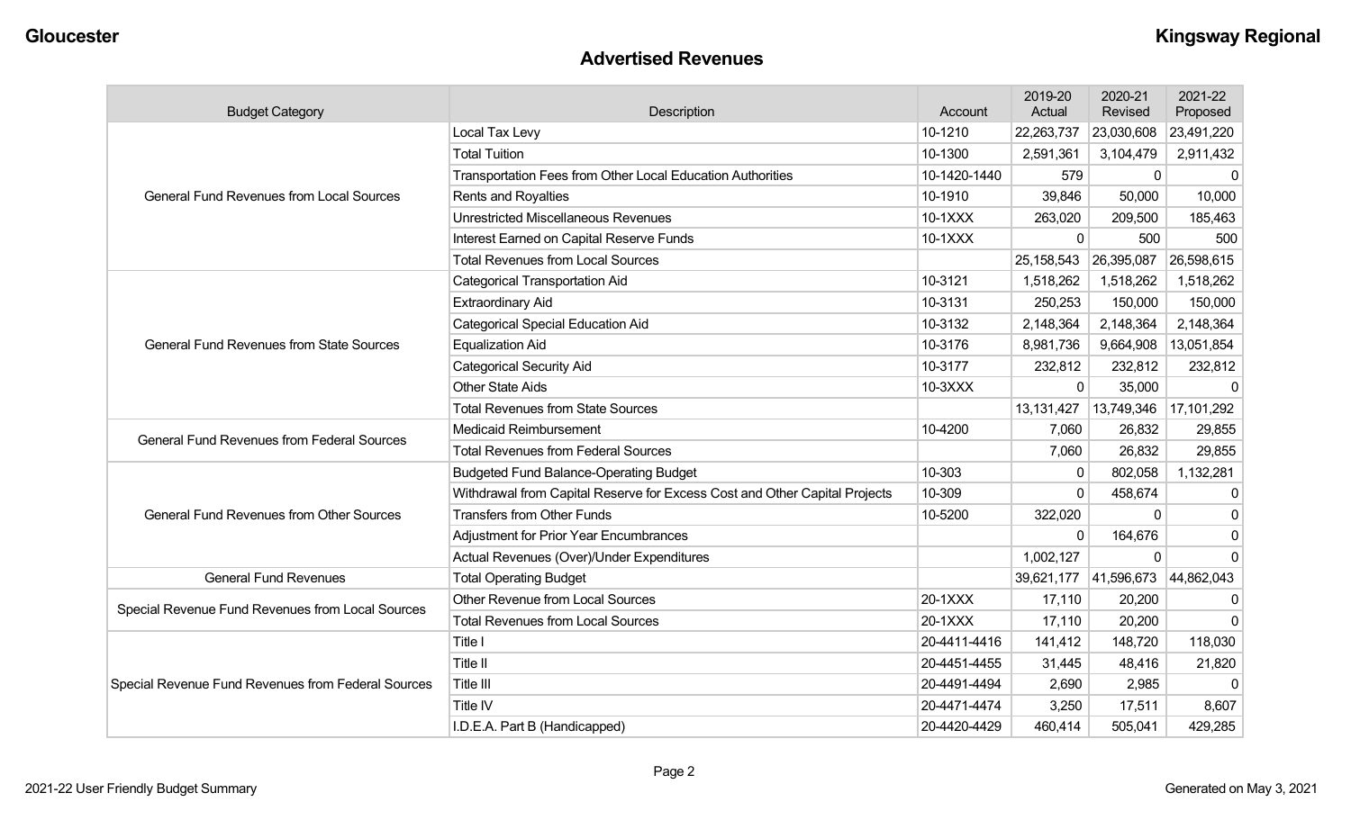Gloucester

Kingsway Regional

## Advertised Revenues

| Budget Category | Description | Account | 2019-20 Actual | 2020-21 Revised | 2021-22 Proposed |
|---|---|---|---|---|---|
| General Fund Revenues from Local Sources | Local Tax Levy | 10-1210 | 22,263,737 | 23,030,608 | 23,491,220 |
| | Total Tuition | 10-1300 | 2,591,361 | 3,104,479 | 2,911,432 |
| | Transportation Fees from Other Local Education Authorities | 10-1420-1440 | 579 | 0 | 0 |
| | Rents and Royalties | 10-1910 | 39,846 | 50,000 | 10,000 |
| | Unrestricted Miscellaneous Revenues | 10-1XXX | 263,020 | 209,500 | 185,463 |
| | Interest Earned on Capital Reserve Funds | 10-1XXX | 0 | 500 | 500 |
| | Total Revenues from Local Sources | | 25,158,543 | 26,395,087 | 26,598,615 |
| General Fund Revenues from State Sources | Categorical Transportation Aid | 10-3121 | 1,518,262 | 1,518,262 | 1,518,262 |
| | Extraordinary Aid | 10-3131 | 250,253 | 150,000 | 150,000 |
| | Categorical Special Education Aid | 10-3132 | 2,148,364 | 2,148,364 | 2,148,364 |
| | Equalization Aid | 10-3176 | 8,981,736 | 9,664,908 | 13,051,854 |
| | Categorical Security Aid | 10-3177 | 232,812 | 232,812 | 232,812 |
| | Other State Aids | 10-3XXX | 0 | 35,000 | 0 |
| | Total Revenues from State Sources | | 13,131,427 | 13,749,346 | 17,101,292 |
| General Fund Revenues from Federal Sources | Medicaid Reimbursement | 10-4200 | 7,060 | 26,832 | 29,855 |
| | Total Revenues from Federal Sources | | 7,060 | 26,832 | 29,855 |
| General Fund Revenues from Other Sources | Budgeted Fund Balance-Operating Budget | 10-303 | 0 | 802,058 | 1,132,281 |
| | Withdrawal from Capital Reserve for Excess Cost and Other Capital Projects | 10-309 | 0 | 458,674 | 0 |
| | Transfers from Other Funds | 10-5200 | 322,020 | 0 | 0 |
| | Adjustment for Prior Year Encumbrances | | 0 | 164,676 | 0 |
| | Actual Revenues (Over)/Under Expenditures | | 1,002,127 | 0 | 0 |
| General Fund Revenues | Total Operating Budget | | 39,621,177 | 41,596,673 | 44,862,043 |
| Special Revenue Fund Revenues from Local Sources | Other Revenue from Local Sources | 20-1XXX | 17,110 | 20,200 | 0 |
| | Total Revenues from Local Sources | 20-1XXX | 17,110 | 20,200 | 0 |
| Special Revenue Fund Revenues from Federal Sources | Title I | 20-4411-4416 | 141,412 | 148,720 | 118,030 |
| | Title II | 20-4451-4455 | 31,445 | 48,416 | 21,820 |
| | Title III | 20-4491-4494 | 2,690 | 2,985 | 0 |
| | Title IV | 20-4471-4474 | 3,250 | 17,511 | 8,607 |
| | I.D.E.A. Part B (Handicapped) | 20-4420-4429 | 460,414 | 505,041 | 429,285 |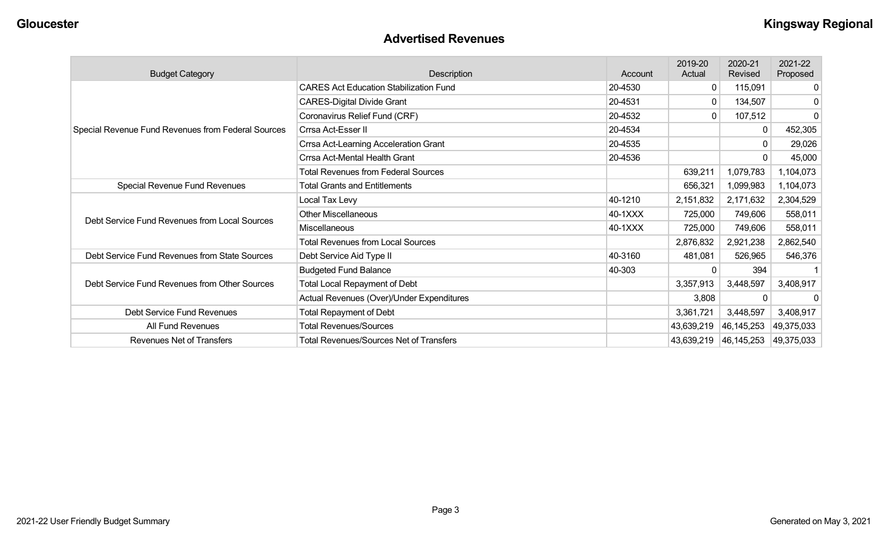## Advertised Revenues

| Budget Category | Description | Account | 2019-20 Actual | 2020-21 Revised | 2021-22 Proposed |
|---|---|---|---|---|---|
| Special Revenue Fund Revenues from Federal Sources | CARES Act Education Stabilization Fund | 20-4530 | 0 | 115,091 | 0 |
| | CARES-Digital Divide Grant | 20-4531 | 0 | 134,507 | 0 |
| | Coronavirus Relief Fund (CRF) | 20-4532 | 0 | 107,512 | 0 |
| | Crrsa Act-Esser II | 20-4534 | | 0 | 452,305 |
| | Crrsa Act-Learning Acceleration Grant | 20-4535 | | 0 | 29,026 |
| | Crrsa Act-Mental Health Grant | 20-4536 | | 0 | 45,000 |
| | Total Revenues from Federal Sources | | 639,211 | 1,079,783 | 1,104,073 |
| Special Revenue Fund Revenues | Total Grants and Entitlements | | 656,321 | 1,099,983 | 1,104,073 |
| Debt Service Fund Revenues from Local Sources | Local Tax Levy | 40-1210 | 2,151,832 | 2,171,632 | 2,304,529 |
| | Other Miscellaneous | 40-1XXX | 725,000 | 749,606 | 558,011 |
| | Miscellaneous | 40-1XXX | 725,000 | 749,606 | 558,011 |
| | Total Revenues from Local Sources | | 2,876,832 | 2,921,238 | 2,862,540 |
| Debt Service Fund Revenues from State Sources | Debt Service Aid Type II | 40-3160 | 481,081 | 526,965 | 546,376 |
| Debt Service Fund Revenues from Other Sources | Budgeted Fund Balance | 40-303 | 0 | 394 | 1 |
| | Total Local Repayment of Debt | | 3,357,913 | 3,448,597 | 3,408,917 |
| | Actual Revenues (Over)/Under Expenditures | | 3,808 | 0 | 0 |
| Debt Service Fund Revenues | Total Repayment of Debt | | 3,361,721 | 3,448,597 | 3,408,917 |
| All Fund Revenues | Total Revenues/Sources | | 43,639,219 | 46,145,253 | 49,375,033 |
| Revenues Net of Transfers | Total Revenues/Sources Net of Transfers | | 43,639,219 | 46,145,253 | 49,375,033 |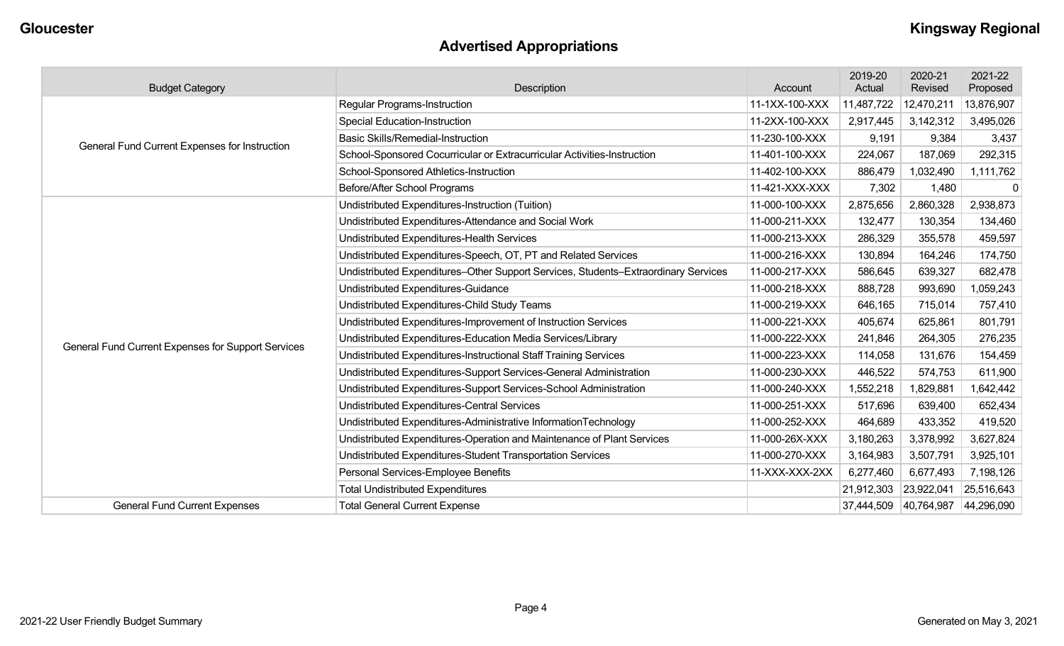Gloucester

Kingsway Regional

# Advertised Appropriations

| Budget Category | Description | Account | 2019-20 Actual | 2020-21 Revised | 2021-22 Proposed |
|---|---|---|---|---|---|
| General Fund Current Expenses for Instruction | Regular Programs-Instruction | 11-1XX-100-XXX | 11,487,722 | 12,470,211 | 13,876,907 |
| | Special Education-Instruction | 11-2XX-100-XXX | 2,917,445 | 3,142,312 | 3,495,026 |
| | Basic Skills/Remedial-Instruction | 11-230-100-XXX | 9,191 | 9,384 | 3,437 |
| | School-Sponsored Cocurricular or Extracurricular Activities-Instruction | 11-401-100-XXX | 224,067 | 187,069 | 292,315 |
| | School-Sponsored Athletics-Instruction | 11-402-100-XXX | 886,479 | 1,032,490 | 1,111,762 |
| | Before/After School Programs | 11-421-XXX-XXX | 7,302 | 1,480 | 0 |
| General Fund Current Expenses for Support Services | Undistributed Expenditures-Instruction (Tuition) | 11-000-100-XXX | 2,875,656 | 2,860,328 | 2,938,873 |
| | Undistributed Expenditures-Attendance and Social Work | 11-000-211-XXX | 132,477 | 130,354 | 134,460 |
| | Undistributed Expenditures-Health Services | 11-000-213-XXX | 286,329 | 355,578 | 459,597 |
| | Undistributed Expenditures-Speech, OT, PT and Related Services | 11-000-216-XXX | 130,894 | 164,246 | 174,750 |
| | Undistributed Expenditures–Other Support Services, Students–Extraordinary Services | 11-000-217-XXX | 586,645 | 639,327 | 682,478 |
| | Undistributed Expenditures-Guidance | 11-000-218-XXX | 888,728 | 993,690 | 1,059,243 |
| | Undistributed Expenditures-Child Study Teams | 11-000-219-XXX | 646,165 | 715,014 | 757,410 |
| | Undistributed Expenditures-Improvement of Instruction Services | 11-000-221-XXX | 405,674 | 625,861 | 801,791 |
| | Undistributed Expenditures-Education Media Services/Library | 11-000-222-XXX | 241,846 | 264,305 | 276,235 |
| | Undistributed Expenditures-Instructional Staff Training Services | 11-000-223-XXX | 114,058 | 131,676 | 154,459 |
| | Undistributed Expenditures-Support Services-General Administration | 11-000-230-XXX | 446,522 | 574,753 | 611,900 |
| | Undistributed Expenditures-Support Services-School Administration | 11-000-240-XXX | 1,552,218 | 1,829,881 | 1,642,442 |
| | Undistributed Expenditures-Central Services | 11-000-251-XXX | 517,696 | 639,400 | 652,434 |
| | Undistributed Expenditures-Administrative InformationTechnology | 11-000-252-XXX | 464,689 | 433,352 | 419,520 |
| | Undistributed Expenditures-Operation and Maintenance of Plant Services | 11-000-26X-XXX | 3,180,263 | 3,378,992 | 3,627,824 |
| | Undistributed Expenditures-Student Transportation Services | 11-000-270-XXX | 3,164,983 | 3,507,791 | 3,925,101 |
| | Personal Services-Employee Benefits | 11-XXX-XXX-2XX | 6,277,460 | 6,677,493 | 7,198,126 |
| | Total Undistributed Expenditures | | 21,912,303 | 23,922,041 | 25,516,643 |
| General Fund Current Expenses | Total General Current Expense | | 37,444,509 | 40,764,987 | 44,296,090 |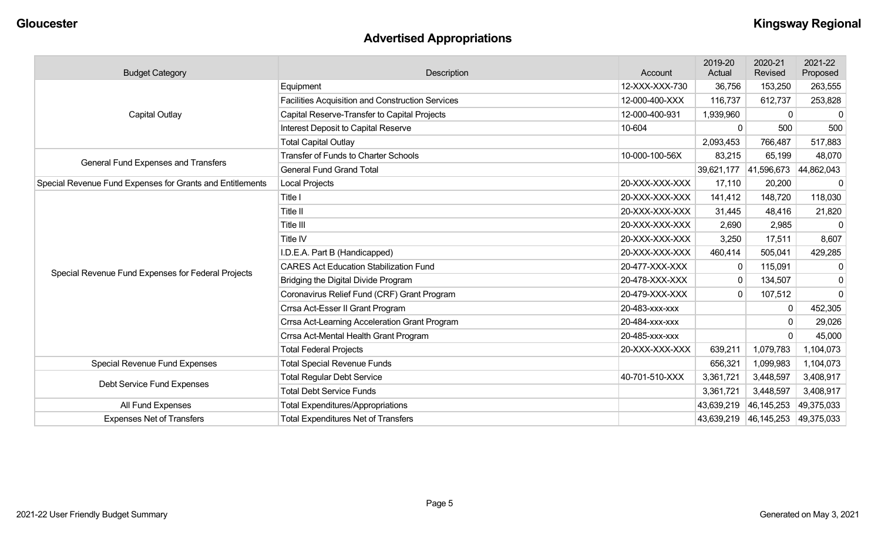## Advertised Appropriations

| Budget Category | Description | Account | 2019-20 Actual | 2020-21 Revised | 2021-22 Proposed |
|---|---|---|---|---|---|
| Capital Outlay | Equipment | 12-XXX-XXX-730 | 36,756 | 153,250 | 263,555 |
| | Facilities Acquisition and Construction Services | 12-000-400-XXX | 116,737 | 612,737 | 253,828 |
| | Capital Reserve-Transfer to Capital Projects | 12-000-400-931 | 1,939,960 | 0 | 0 |
| | Interest Deposit to Capital Reserve | 10-604 | 0 | 500 | 500 |
| | Total Capital Outlay | | 2,093,453 | 766,487 | 517,883 |
| General Fund Expenses and Transfers | Transfer of Funds to Charter Schools | 10-000-100-56X | 83,215 | 65,199 | 48,070 |
| | General Fund Grand Total | | 39,621,177 | 41,596,673 | 44,862,043 |
| Special Revenue Fund Expenses for Grants and Entitlements | Local Projects | 20-XXX-XXX-XXX | 17,110 | 20,200 | 0 |
| Special Revenue Fund Expenses for Federal Projects | Title I | 20-XXX-XXX-XXX | 141,412 | 148,720 | 118,030 |
| | Title II | 20-XXX-XXX-XXX | 31,445 | 48,416 | 21,820 |
| | Title III | 20-XXX-XXX-XXX | 2,690 | 2,985 | 0 |
| | Title IV | 20-XXX-XXX-XXX | 3,250 | 17,511 | 8,607 |
| | I.D.E.A. Part B (Handicapped) | 20-XXX-XXX-XXX | 460,414 | 505,041 | 429,285 |
| | CARES Act Education Stabilization Fund | 20-477-XXX-XXX | 0 | 115,091 | 0 |
| | Bridging the Digital Divide Program | 20-478-XXX-XXX | 0 | 134,507 | 0 |
| | Coronavirus Relief Fund (CRF) Grant Program | 20-479-XXX-XXX | 0 | 107,512 | 0 |
| | Crrsa Act-Esser II Grant Program | 20-483-xxx-xxx | | 0 | 452,305 |
| | Crrsa Act-Learning Acceleration Grant Program | 20-484-xxx-xxx | | 0 | 29,026 |
| | Crrsa Act-Mental Health Grant Program | 20-485-xxx-xxx | | 0 | 45,000 |
| | Total Federal Projects | 20-XXX-XXX-XXX | 639,211 | 1,079,783 | 1,104,073 |
| Special Revenue Fund Expenses | Total Special Revenue Funds | | 656,321 | 1,099,983 | 1,104,073 |
| Debt Service Fund Expenses | Total Regular Debt Service | 40-701-510-XXX | 3,361,721 | 3,448,597 | 3,408,917 |
| | Total Debt Service Funds | | 3,361,721 | 3,448,597 | 3,408,917 |
| All Fund Expenses | Total Expenditures/Appropriations | | 43,639,219 | 46,145,253 | 49,375,033 |
| Expenses Net of Transfers | Total Expenditures Net of Transfers | | 43,639,219 | 46,145,253 | 49,375,033 |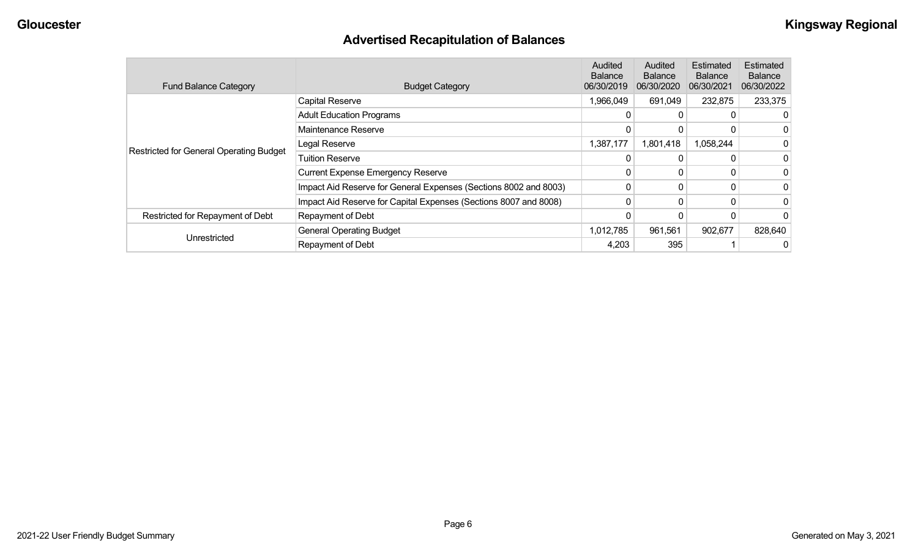## Advertised Recapitulation of Balances

| Fund Balance Category | Budget Category | Audited Balance 06/30/2019 | Audited Balance 06/30/2020 | Estimated Balance 06/30/2021 | Estimated Balance 06/30/2022 |
|---|---|---|---|---|---|
| Restricted for General Operating Budget | Capital Reserve | 1,966,049 | 691,049 | 232,875 | 233,375 |
| | Adult Education Programs | 0 | 0 | 0 | 0 |
| | Maintenance Reserve | 0 | 0 | 0 | 0 |
| | Legal Reserve | 1,387,177 | 1,801,418 | 1,058,244 | 0 |
| | Tuition Reserve | 0 | 0 | 0 | 0 |
| | Current Expense Emergency Reserve | 0 | 0 | 0 | 0 |
| | Impact Aid Reserve for General Expenses (Sections 8002 and 8003) | 0 | 0 | 0 | 0 |
| | Impact Aid Reserve for Capital Expenses (Sections 8007 and 8008) | 0 | 0 | 0 | 0 |
| Restricted for Repayment of Debt | Repayment of Debt | 0 | 0 | 0 | 0 |
| Unrestricted | General Operating Budget | 1,012,785 | 961,561 | 902,677 | 828,640 |
| | Repayment of Debt | 4,203 | 395 | 1 | 0 |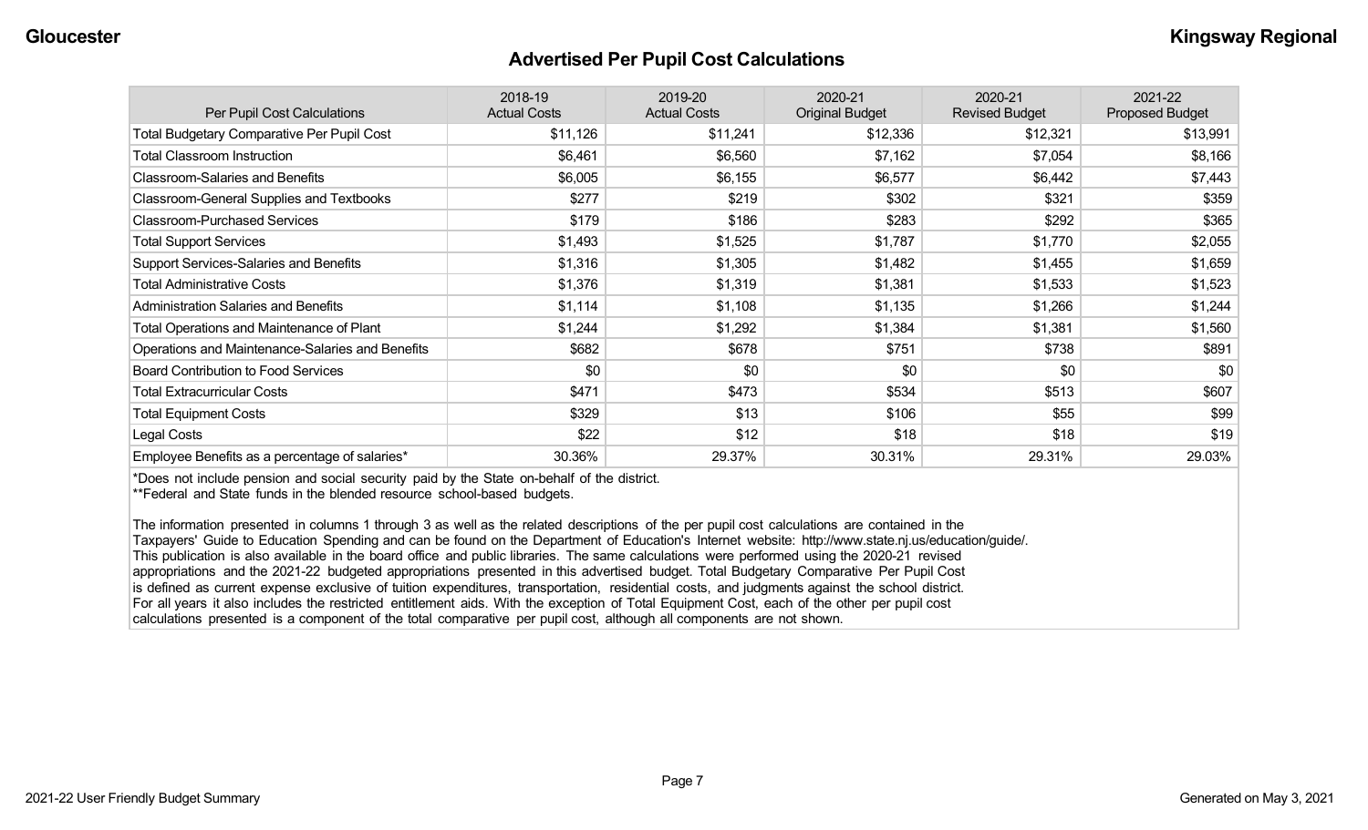# Advertised Per Pupil Cost Calculations

| Per Pupil Cost Calculations | 2018-19 Actual Costs | 2019-20 Actual Costs | 2020-21 Original Budget | 2020-21 Revised Budget | 2021-22 Proposed Budget |
|---|---|---|---|---|---|
| Total Budgetary Comparative Per Pupil Cost | $11,126 | $11,241 | $12,336 | $12,321 | $13,991 |
| Total Classroom Instruction | $6,461 | $6,560 | $7,162 | $7,054 | $8,166 |
| Classroom-Salaries and Benefits | $6,005 | $6,155 | $6,577 | $6,442 | $7,443 |
| Classroom-General Supplies and Textbooks | $277 | $219 | $302 | $321 | $359 |
| Classroom-Purchased Services | $179 | $186 | $283 | $292 | $365 |
| Total Support Services | $1,493 | $1,525 | $1,787 | $1,770 | $2,055 |
| Support Services-Salaries and Benefits | $1,316 | $1,305 | $1,482 | $1,455 | $1,659 |
| Total Administrative Costs | $1,376 | $1,319 | $1,381 | $1,533 | $1,523 |
| Administration Salaries and Benefits | $1,114 | $1,108 | $1,135 | $1,266 | $1,244 |
| Total Operations and Maintenance of Plant | $1,244 | $1,292 | $1,384 | $1,381 | $1,560 |
| Operations and Maintenance-Salaries and Benefits | $682 | $678 | $751 | $738 | $891 |
| Board Contribution to Food Services | $0 | $0 | $0 | $0 | $0 |
| Total Extracurricular Costs | $471 | $473 | $534 | $513 | $607 |
| Total Equipment Costs | $329 | $13 | $106 | $55 | $99 |
| Legal Costs | $22 | $12 | $18 | $18 | $19 |
| Employee Benefits as a percentage of salaries* | 30.36% | 29.37% | 30.31% | 29.31% | 29.03% |

*Does not include pension and social security paid by the State on-behalf of the district.
**Federal and State funds in the blended resource school-based budgets.

The information presented in columns 1 through 3 as well as the related descriptions of the per pupil cost calculations are contained in the Taxpayers' Guide to Education Spending and can be found on the Department of Education's Internet website: http://www.state.nj.us/education/guide/. This publication is also available in the board office and public libraries. The same calculations were performed using the 2020-21 revised appropriations and the 2021-22 budgeted appropriations presented in this advertised budget. Total Budgetary Comparative Per Pupil Cost is defined as current expense exclusive of tuition expenditures, transportation, residential costs, and judgments against the school district. For all years it also includes the restricted entitlement aids. With the exception of Total Equipment Cost, each of the other per pupil cost calculations presented is a component of the total comparative per pupil cost, although all components are not shown.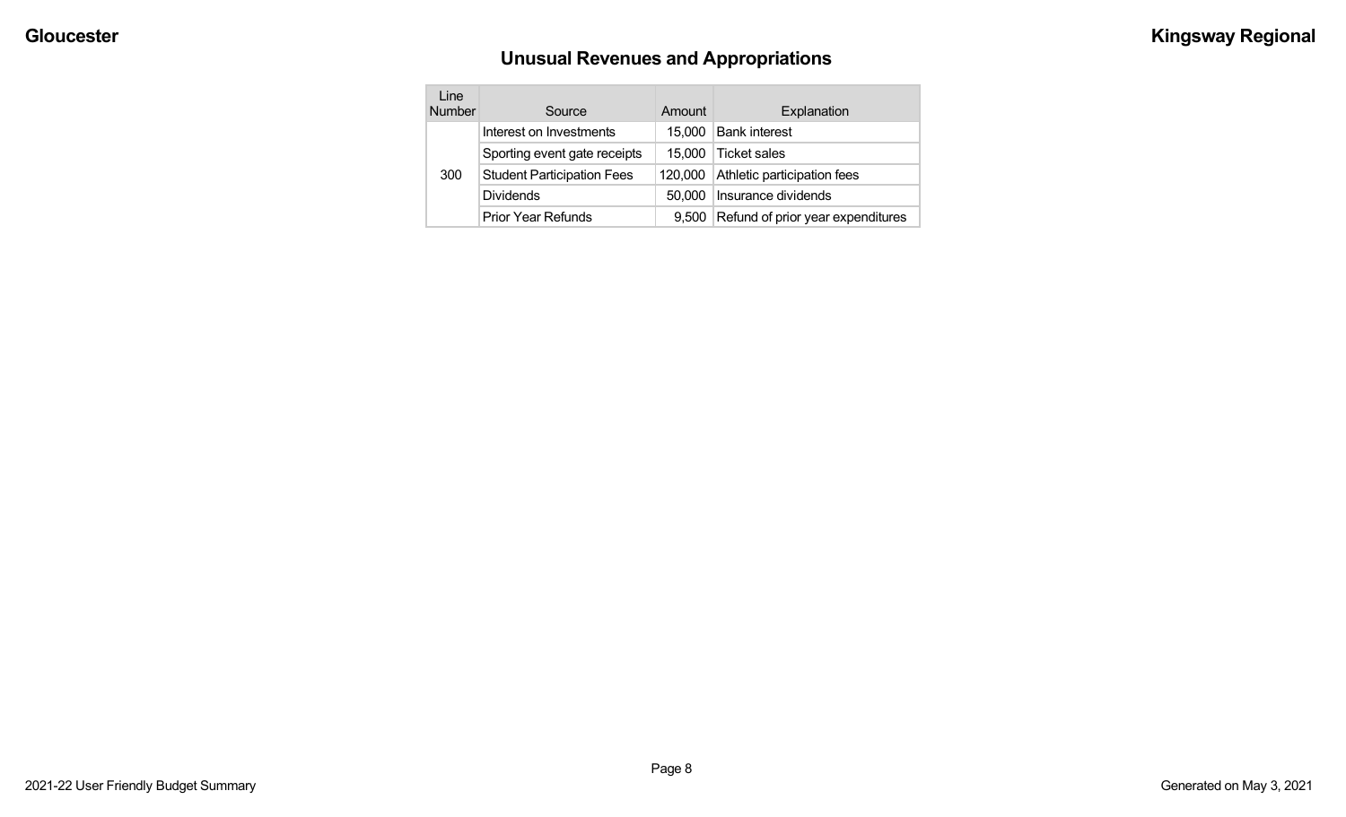## Unusual Revenues and Appropriations

| Line Number | Source | Amount | Explanation |
|---|---|---|---|
| 300 | Interest on Investments | 15,000 | Bank interest |
| | Sporting event gate receipts | 15,000 | Ticket sales |
| | Student Participation Fees | 120,000 | Athletic participation fees |
| | Dividends | 50,000 | Insurance dividends |
| | Prior Year Refunds | 9,500 | Refund of prior year expenditures |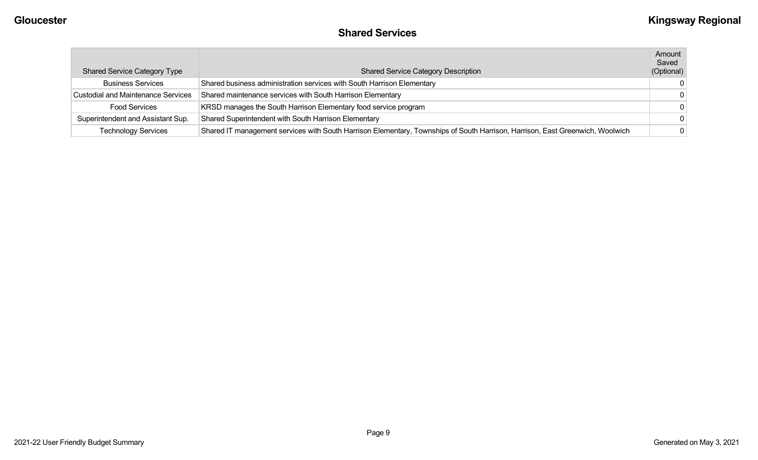## Shared Services

| Shared Service Category Type | Shared Service Category Description | Amount Saved (Optional) |
|---|---|---|
| Business Services | Shared business administration services with South Harrison Elementary | 0 |
| Custodial and Maintenance Services | Shared maintenance services with South Harrison Elementary | 0 |
| Food Services | KRSD manages the South Harrison Elementary food service program | 0 |
| Superintendent and Assistant Sup. | Shared Superintendent with South Harrison Elementary | 0 |
| Technology Services | Shared IT management services with South Harrison Elementary, Townships of South Harrison, Harrison, East Greenwich, Woolwich | 0 |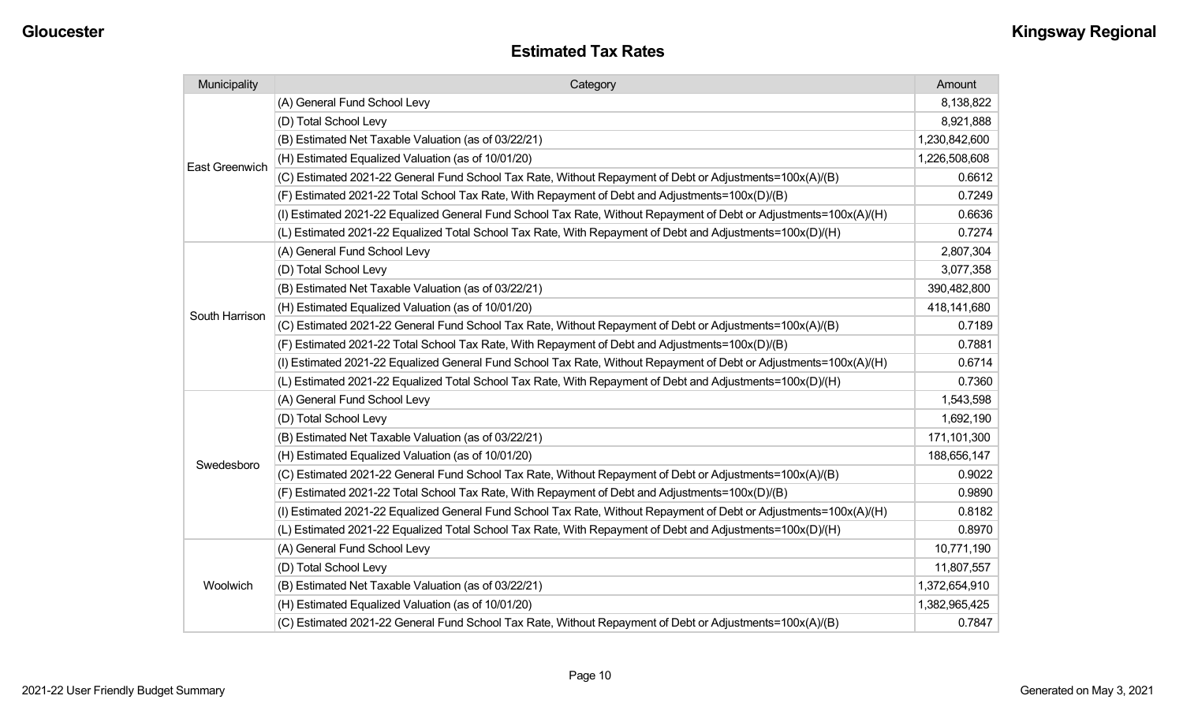## Estimated Tax Rates

| Municipality | Category | Amount |
|---|---|---|
| East Greenwich | (A) General Fund School Levy | 8,138,822 |
| | (D) Total School Levy | 8,921,888 |
| | (B) Estimated Net Taxable Valuation (as of 03/22/21) | 1,230,842,600 |
| | (H) Estimated Equalized Valuation (as of 10/01/20) | 1,226,508,608 |
| | (C) Estimated 2021-22 General Fund School Tax Rate, Without Repayment of Debt or Adjustments=100x(A)/(B) | 0.6612 |
| | (F) Estimated 2021-22 Total School Tax Rate, With Repayment of Debt and Adjustments=100x(D)/(B) | 0.7249 |
| | (I) Estimated 2021-22 Equalized General Fund School Tax Rate, Without Repayment of Debt or Adjustments=100x(A)/(H) | 0.6636 |
| | (L) Estimated 2021-22 Equalized Total School Tax Rate, With Repayment of Debt and Adjustments=100x(D)/(H) | 0.7274 |
| South Harrison | (A) General Fund School Levy | 2,807,304 |
| | (D) Total School Levy | 3,077,358 |
| | (B) Estimated Net Taxable Valuation (as of 03/22/21) | 390,482,800 |
| | (H) Estimated Equalized Valuation (as of 10/01/20) | 418,141,680 |
| | (C) Estimated 2021-22 General Fund School Tax Rate, Without Repayment of Debt or Adjustments=100x(A)/(B) | 0.7189 |
| | (F) Estimated 2021-22 Total School Tax Rate, With Repayment of Debt and Adjustments=100x(D)/(B) | 0.7881 |
| | (I) Estimated 2021-22 Equalized General Fund School Tax Rate, Without Repayment of Debt or Adjustments=100x(A)/(H) | 0.6714 |
| | (L) Estimated 2021-22 Equalized Total School Tax Rate, With Repayment of Debt and Adjustments=100x(D)/(H) | 0.7360 |
| Swedesboro | (A) General Fund School Levy | 1,543,598 |
| | (D) Total School Levy | 1,692,190 |
| | (B) Estimated Net Taxable Valuation (as of 03/22/21) | 171,101,300 |
| | (H) Estimated Equalized Valuation (as of 10/01/20) | 188,656,147 |
| | (C) Estimated 2021-22 General Fund School Tax Rate, Without Repayment of Debt or Adjustments=100x(A)/(B) | 0.9022 |
| | (F) Estimated 2021-22 Total School Tax Rate, With Repayment of Debt and Adjustments=100x(D)/(B) | 0.9890 |
| | (I) Estimated 2021-22 Equalized General Fund School Tax Rate, Without Repayment of Debt or Adjustments=100x(A)/(H) | 0.8182 |
| | (L) Estimated 2021-22 Equalized Total School Tax Rate, With Repayment of Debt and Adjustments=100x(D)/(H) | 0.8970 |
| Woolwich | (A) General Fund School Levy | 10,771,190 |
| | (D) Total School Levy | 11,807,557 |
| | (B) Estimated Net Taxable Valuation (as of 03/22/21) | 1,372,654,910 |
| | (H) Estimated Equalized Valuation (as of 10/01/20) | 1,382,965,425 |
| | (C) Estimated 2021-22 General Fund School Tax Rate, Without Repayment of Debt or Adjustments=100x(A)/(B) | 0.7847 |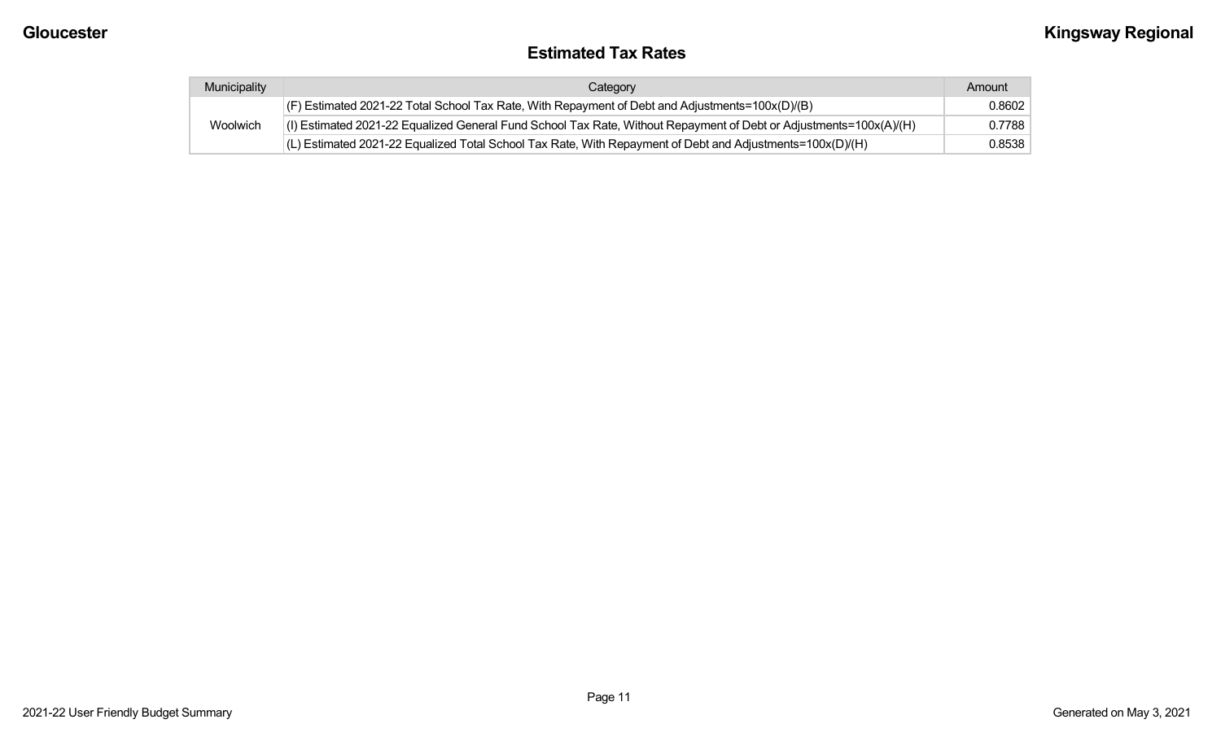## Estimated Tax Rates

| Municipality | Category | Amount |
| --- | --- | --- |
| Woolwich | (F) Estimated 2021-22 Total School Tax Rate, With Repayment of Debt and Adjustments=100x(D)/(B) | 0.8602 |
| | (I) Estimated 2021-22 Equalized General Fund School Tax Rate, Without Repayment of Debt or Adjustments=100x(A)/(H) | 0.7788 |
| | (L) Estimated 2021-22 Equalized Total School Tax Rate, With Repayment of Debt and Adjustments=100x(D)/(H) | 0.8538 |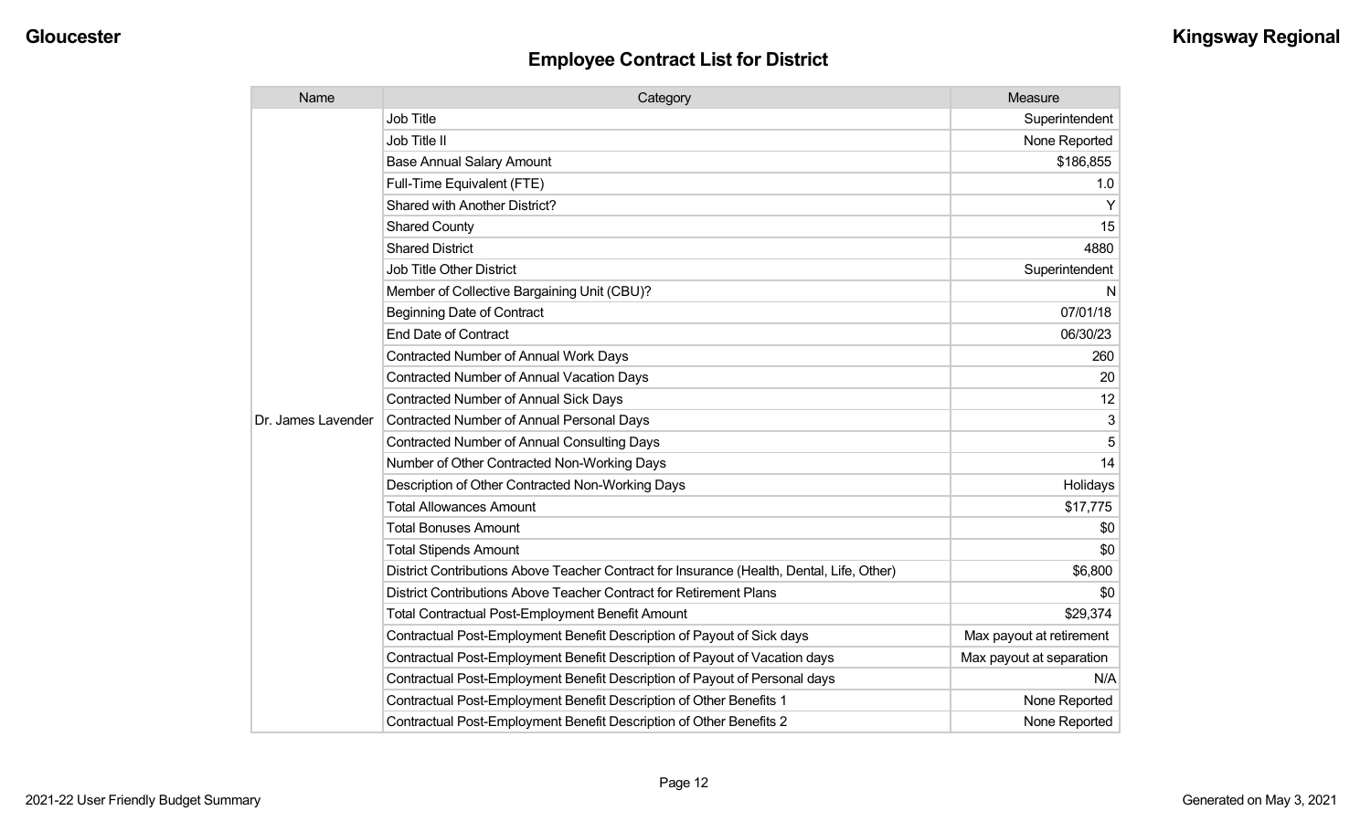## Employee Contract List for District

| Name | Category | Measure |
|---|---|---|
| Dr. James Lavender | Job Title | Superintendent |
| | Job Title II | None Reported |
| | Base Annual Salary Amount | $186,855 |
| | Full-Time Equivalent (FTE) | 1.0 |
| | Shared with Another District? | Y |
| | Shared County | 15 |
| | Shared District | 4880 |
| | Job Title Other District | Superintendent |
| | Member of Collective Bargaining Unit (CBU)? | N |
| | Beginning Date of Contract | 07/01/18 |
| | End Date of Contract | 06/30/23 |
| | Contracted Number of Annual Work Days | 260 |
| | Contracted Number of Annual Vacation Days | 20 |
| | Contracted Number of Annual Sick Days | 12 |
| | Contracted Number of Annual Personal Days | 3 |
| | Contracted Number of Annual Consulting Days | 5 |
| | Number of Other Contracted Non-Working Days | 14 |
| | Description of Other Contracted Non-Working Days | Holidays |
| | Total Allowances Amount | $17,775 |
| | Total Bonuses Amount | $0 |
| | Total Stipends Amount | $0 |
| | District Contributions Above Teacher Contract for Insurance (Health, Dental, Life, Other) | $6,800 |
| | District Contributions Above Teacher Contract for Retirement Plans | $0 |
| | Total Contractual Post-Employment Benefit Amount | $29,374 |
| | Contractual Post-Employment Benefit Description of Payout of Sick days | Max payout at retirement |
| | Contractual Post-Employment Benefit Description of Payout of Vacation days | Max payout at separation |
| | Contractual Post-Employment Benefit Description of Payout of Personal days | N/A |
| | Contractual Post-Employment Benefit Description of Other Benefits 1 | None Reported |
| | Contractual Post-Employment Benefit Description of Other Benefits 2 | None Reported |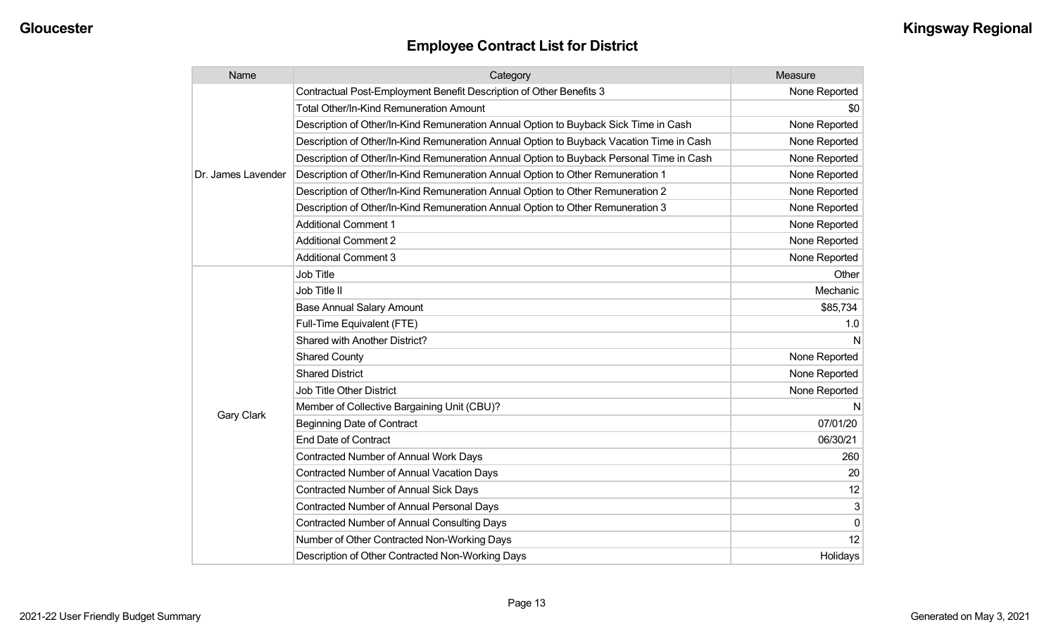## Employee Contract List for District

| Name | Category | Measure |
| --- | --- | --- |
| Dr. James Lavender | Contractual Post-Employment Benefit Description of Other Benefits 3 | None Reported |
| | Total Other/In-Kind Remuneration Amount | $0 |
| | Description of Other/In-Kind Remuneration Annual Option to Buyback Sick Time in Cash | None Reported |
| | Description of Other/In-Kind Remuneration Annual Option to Buyback Vacation Time in Cash | None Reported |
| | Description of Other/In-Kind Remuneration Annual Option to Buyback Personal Time in Cash | None Reported |
| | Description of Other/In-Kind Remuneration Annual Option to Other Remuneration 1 | None Reported |
| | Description of Other/In-Kind Remuneration Annual Option to Other Remuneration 2 | None Reported |
| | Description of Other/In-Kind Remuneration Annual Option to Other Remuneration 3 | None Reported |
| | Additional Comment 1 | None Reported |
| | Additional Comment 2 | None Reported |
| | Additional Comment 3 | None Reported |
| Gary Clark | Job Title | Other |
| | Job Title II | Mechanic |
| | Base Annual Salary Amount | $85,734 |
| | Full-Time Equivalent (FTE) | 1.0 |
| | Shared with Another District? | N |
| | Shared County | None Reported |
| | Shared District | None Reported |
| | Job Title Other District | None Reported |
| | Member of Collective Bargaining Unit (CBU)? | N |
| | Beginning Date of Contract | 07/01/20 |
| | End Date of Contract | 06/30/21 |
| | Contracted Number of Annual Work Days | 260 |
| | Contracted Number of Annual Vacation Days | 20 |
| | Contracted Number of Annual Sick Days | 12 |
| | Contracted Number of Annual Personal Days | 3 |
| | Contracted Number of Annual Consulting Days | 0 |
| | Number of Other Contracted Non-Working Days | 12 |
| | Description of Other Contracted Non-Working Days | Holidays |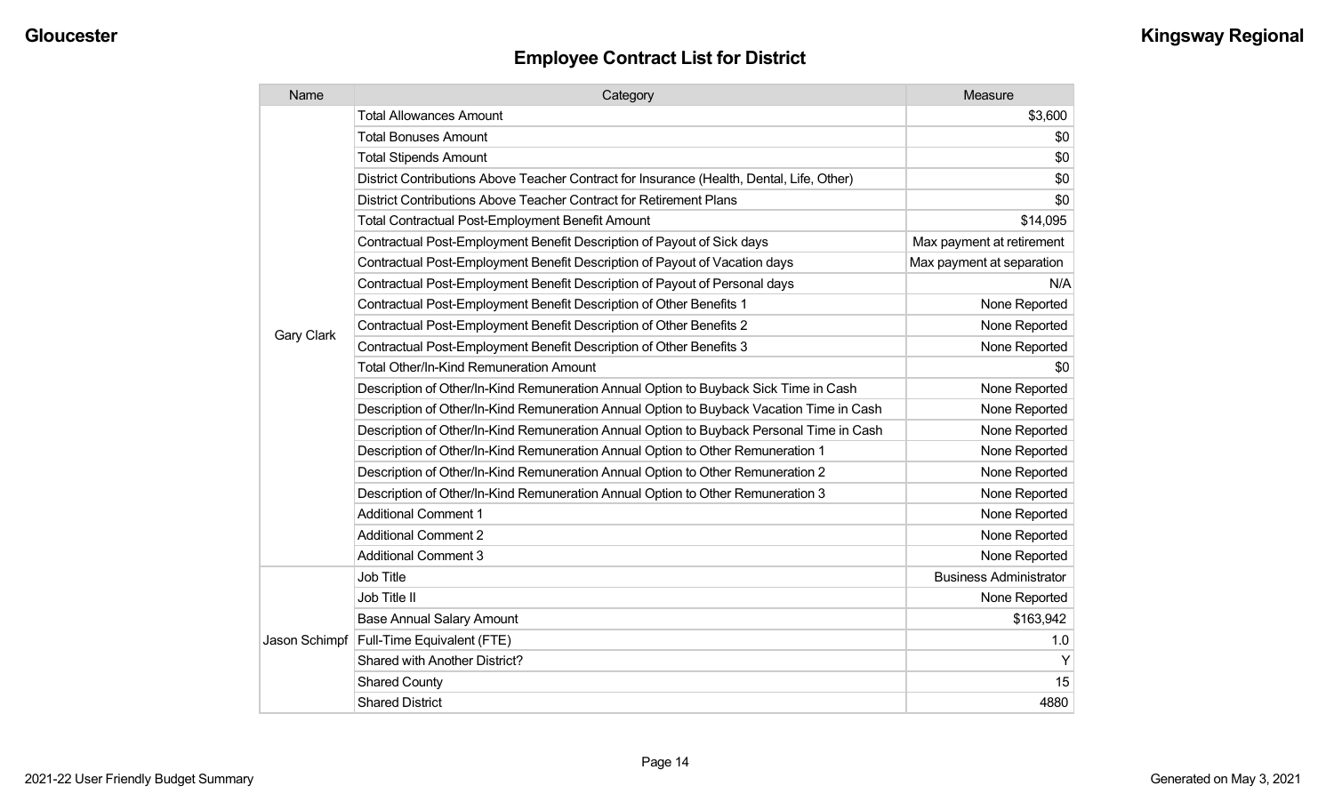## Employee Contract List for District

| Name | Category | Measure |
|---|---|---|
| Gary Clark | Total Allowances Amount | $3,600 |
| | Total Bonuses Amount | $0 |
| | Total Stipends Amount | $0 |
| | District Contributions Above Teacher Contract for Insurance (Health, Dental, Life, Other) | $0 |
| | District Contributions Above Teacher Contract for Retirement Plans | $0 |
| | Total Contractual Post-Employment Benefit Amount | $14,095 |
| | Contractual Post-Employment Benefit Description of Payout of Sick days | Max payment at retirement |
| | Contractual Post-Employment Benefit Description of Payout of Vacation days | Max payment at separation |
| | Contractual Post-Employment Benefit Description of Payout of Personal days | N/A |
| | Contractual Post-Employment Benefit Description of Other Benefits 1 | None Reported |
| | Contractual Post-Employment Benefit Description of Other Benefits 2 | None Reported |
| | Contractual Post-Employment Benefit Description of Other Benefits 3 | None Reported |
| | Total Other/In-Kind Remuneration Amount | $0 |
| | Description of Other/In-Kind Remuneration Annual Option to Buyback Sick Time in Cash | None Reported |
| | Description of Other/In-Kind Remuneration Annual Option to Buyback Vacation Time in Cash | None Reported |
| | Description of Other/In-Kind Remuneration Annual Option to Buyback Personal Time in Cash | None Reported |
| | Description of Other/In-Kind Remuneration Annual Option to Other Remuneration 1 | None Reported |
| | Description of Other/In-Kind Remuneration Annual Option to Other Remuneration 2 | None Reported |
| | Description of Other/In-Kind Remuneration Annual Option to Other Remuneration 3 | None Reported |
| | Additional Comment 1 | None Reported |
| | Additional Comment 2 | None Reported |
| | Additional Comment 3 | None Reported |
| Jason Schimpf | Job Title | Business Administrator |
| | Job Title II | None Reported |
| | Base Annual Salary Amount | $163,942 |
| | Full-Time Equivalent (FTE) | 1.0 |
| | Shared with Another District? | Y |
| | Shared County | 15 |
| | Shared District | 4880 |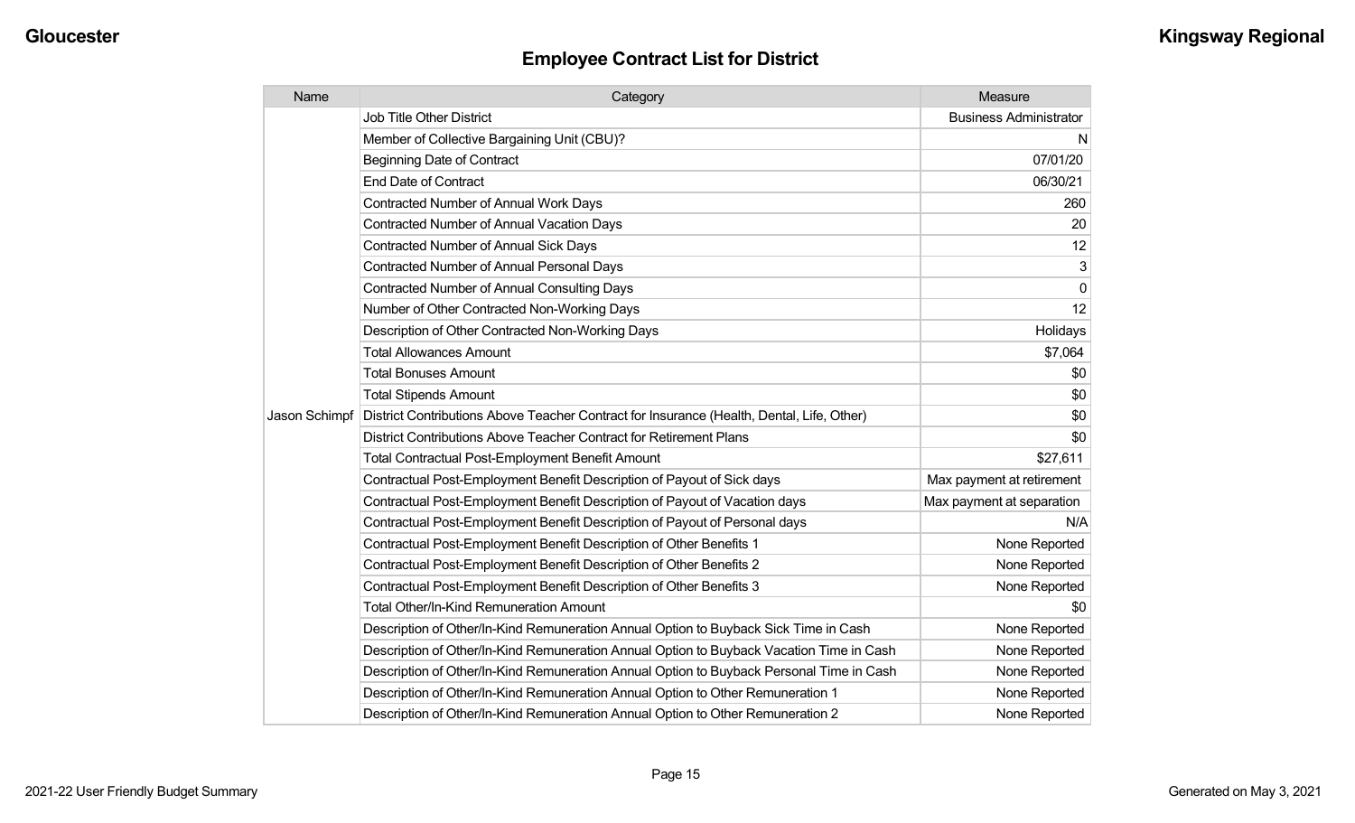# Employee Contract List for District

| Name | Category | Measure |
|---|---|---|
| Jason Schimpf | Job Title Other District | Business Administrator |
| | Member of Collective Bargaining Unit (CBU)? | N |
| | Beginning Date of Contract | 07/01/20 |
| | End Date of Contract | 06/30/21 |
| | Contracted Number of Annual Work Days | 260 |
| | Contracted Number of Annual Vacation Days | 20 |
| | Contracted Number of Annual Sick Days | 12 |
| | Contracted Number of Annual Personal Days | 3 |
| | Contracted Number of Annual Consulting Days | 0 |
| | Number of Other Contracted Non-Working Days | 12 |
| | Description of Other Contracted Non-Working Days | Holidays |
| | Total Allowances Amount | $7,064 |
| | Total Bonuses Amount | $0 |
| | Total Stipends Amount | $0 |
| | District Contributions Above Teacher Contract for Insurance (Health, Dental, Life, Other) | $0 |
| | District Contributions Above Teacher Contract for Retirement Plans | $0 |
| | Total Contractual Post-Employment Benefit Amount | $27,611 |
| | Contractual Post-Employment Benefit Description of Payout of Sick days | Max payment at retirement |
| | Contractual Post-Employment Benefit Description of Payout of Vacation days | Max payment at separation |
| | Contractual Post-Employment Benefit Description of Payout of Personal days | N/A |
| | Contractual Post-Employment Benefit Description of Other Benefits 1 | None Reported |
| | Contractual Post-Employment Benefit Description of Other Benefits 2 | None Reported |
| | Contractual Post-Employment Benefit Description of Other Benefits 3 | None Reported |
| | Total Other/In-Kind Remuneration Amount | $0 |
| | Description of Other/In-Kind Remuneration Annual Option to Buyback Sick Time in Cash | None Reported |
| | Description of Other/In-Kind Remuneration Annual Option to Buyback Vacation Time in Cash | None Reported |
| | Description of Other/In-Kind Remuneration Annual Option to Buyback Personal Time in Cash | None Reported |
| | Description of Other/In-Kind Remuneration Annual Option to Other Remuneration 1 | None Reported |
| | Description of Other/In-Kind Remuneration Annual Option to Other Remuneration 2 | None Reported |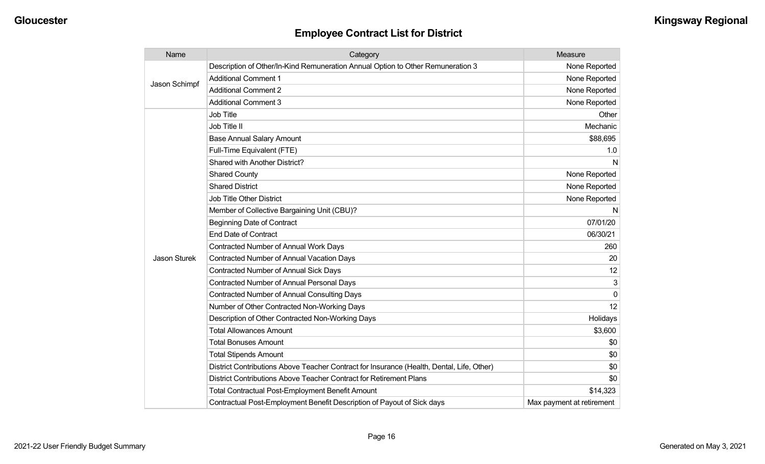## Employee Contract List for District

| Name | Category | Measure |
| --- | --- | --- |
| Jason Schimpf | Description of Other/In-Kind Remuneration Annual Option to Other Remuneration 3 | None Reported |
| | Additional Comment 1 | None Reported |
| | Additional Comment 2 | None Reported |
| | Additional Comment 3 | None Reported |
| Jason Sturek | Job Title | Other |
| | Job Title II | Mechanic |
| | Base Annual Salary Amount | $88,695 |
| | Full-Time Equivalent (FTE) | 1.0 |
| | Shared with Another District? | N |
| | Shared County | None Reported |
| | Shared District | None Reported |
| | Job Title Other District | None Reported |
| | Member of Collective Bargaining Unit (CBU)? | N |
| | Beginning Date of Contract | 07/01/20 |
| | End Date of Contract | 06/30/21 |
| | Contracted Number of Annual Work Days | 260 |
| | Contracted Number of Annual Vacation Days | 20 |
| | Contracted Number of Annual Sick Days | 12 |
| | Contracted Number of Annual Personal Days | 3 |
| | Contracted Number of Annual Consulting Days | 0 |
| | Number of Other Contracted Non-Working Days | 12 |
| | Description of Other Contracted Non-Working Days | Holidays |
| | Total Allowances Amount | $3,600 |
| | Total Bonuses Amount | $0 |
| | Total Stipends Amount | $0 |
| | District Contributions Above Teacher Contract for Insurance (Health, Dental, Life, Other) | $0 |
| | District Contributions Above Teacher Contract for Retirement Plans | $0 |
| | Total Contractual Post-Employment Benefit Amount | $14,323 |
| | Contractual Post-Employment Benefit Description of Payout of Sick days | Max payment at retirement |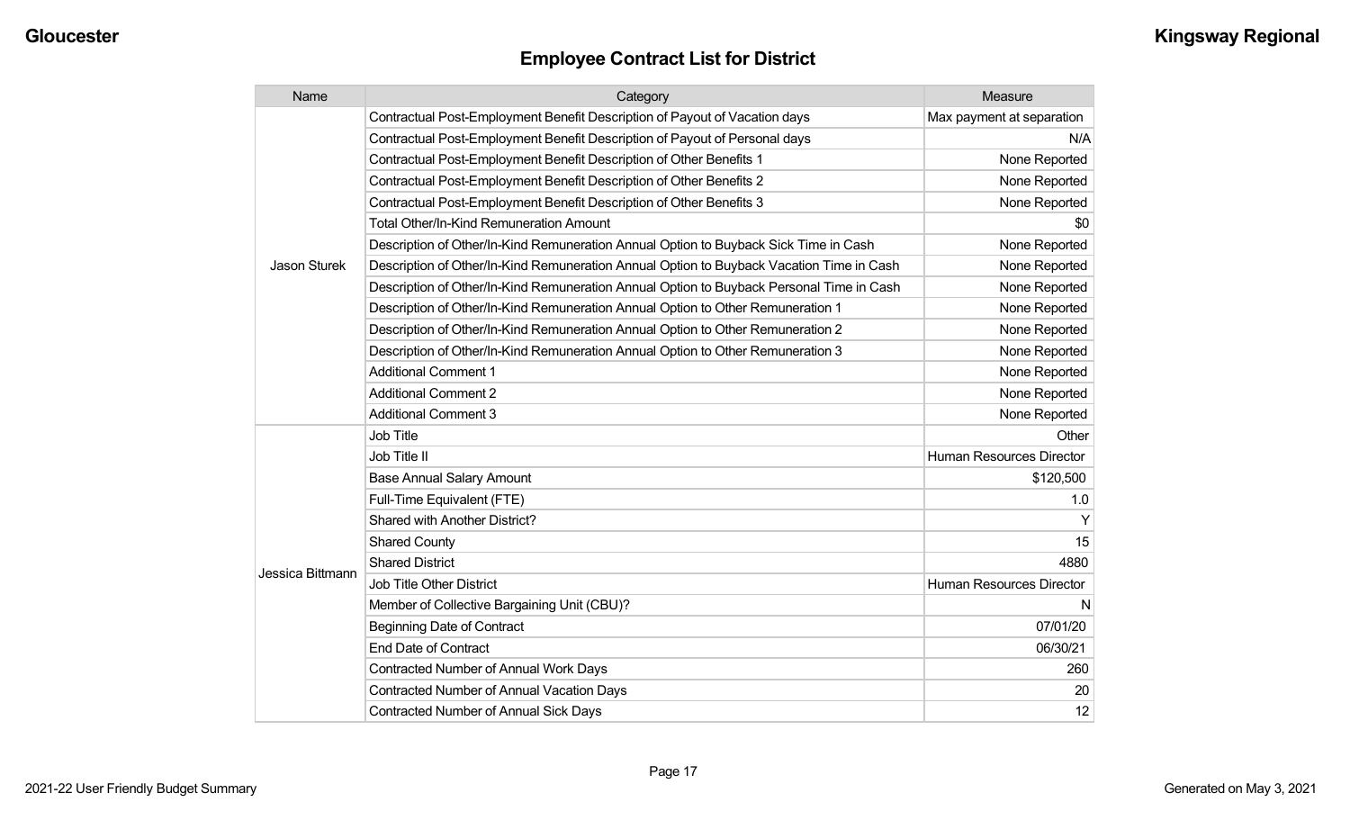## Employee Contract List for District

| Name | Category | Measure |
| --- | --- | --- |
| Jason Sturek | Contractual Post-Employment Benefit Description of Payout of Vacation days | Max payment at separation |
| | Contractual Post-Employment Benefit Description of Payout of Personal days | N/A |
| | Contractual Post-Employment Benefit Description of Other Benefits 1 | None Reported |
| | Contractual Post-Employment Benefit Description of Other Benefits 2 | None Reported |
| | Contractual Post-Employment Benefit Description of Other Benefits 3 | None Reported |
| | Total Other/In-Kind Remuneration Amount | $0 |
| | Description of Other/In-Kind Remuneration Annual Option to Buyback Sick Time in Cash | None Reported |
| | Description of Other/In-Kind Remuneration Annual Option to Buyback Vacation Time in Cash | None Reported |
| | Description of Other/In-Kind Remuneration Annual Option to Buyback Personal Time in Cash | None Reported |
| | Description of Other/In-Kind Remuneration Annual Option to Other Remuneration 1 | None Reported |
| | Description of Other/In-Kind Remuneration Annual Option to Other Remuneration 2 | None Reported |
| | Description of Other/In-Kind Remuneration Annual Option to Other Remuneration 3 | None Reported |
| | Additional Comment 1 | None Reported |
| | Additional Comment 2 | None Reported |
| | Additional Comment 3 | None Reported |
| Jessica Bittmann | Job Title | Other |
| | Job Title II | Human Resources Director |
| | Base Annual Salary Amount | $120,500 |
| | Full-Time Equivalent (FTE) | 1.0 |
| | Shared with Another District? | Y |
| | Shared County | 15 |
| | Shared District | 4880 |
| | Job Title Other District | Human Resources Director |
| | Member of Collective Bargaining Unit (CBU)? | N |
| | Beginning Date of Contract | 07/01/20 |
| | End Date of Contract | 06/30/21 |
| | Contracted Number of Annual Work Days | 260 |
| | Contracted Number of Annual Vacation Days | 20 |
| | Contracted Number of Annual Sick Days | 12 |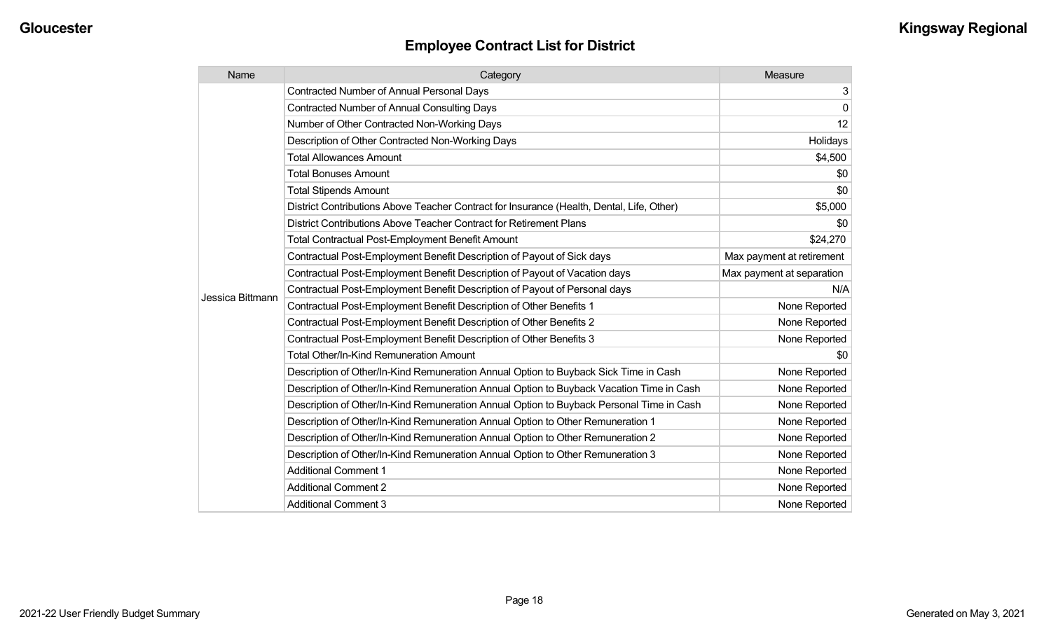## Employee Contract List for District

| Name | Category | Measure |
|---|---|---|
| Jessica Bittmann | Contracted Number of Annual Personal Days | 3 |
| | Contracted Number of Annual Consulting Days | 0 |
| | Number of Other Contracted Non-Working Days | 12 |
| | Description of Other Contracted Non-Working Days | Holidays |
| | Total Allowances Amount | $4,500 |
| | Total Bonuses Amount | $0 |
| | Total Stipends Amount | $0 |
| | District Contributions Above Teacher Contract for Insurance (Health, Dental, Life, Other) | $5,000 |
| | District Contributions Above Teacher Contract for Retirement Plans | $0 |
| | Total Contractual Post-Employment Benefit Amount | $24,270 |
| | Contractual Post-Employment Benefit Description of Payout of Sick days | Max payment at retirement |
| | Contractual Post-Employment Benefit Description of Payout of Vacation days | Max payment at separation |
| | Contractual Post-Employment Benefit Description of Payout of Personal days | N/A |
| | Contractual Post-Employment Benefit Description of Other Benefits 1 | None Reported |
| | Contractual Post-Employment Benefit Description of Other Benefits 2 | None Reported |
| | Contractual Post-Employment Benefit Description of Other Benefits 3 | None Reported |
| | Total Other/In-Kind Remuneration Amount | $0 |
| | Description of Other/In-Kind Remuneration Annual Option to Buyback Sick Time in Cash | None Reported |
| | Description of Other/In-Kind Remuneration Annual Option to Buyback Vacation Time in Cash | None Reported |
| | Description of Other/In-Kind Remuneration Annual Option to Buyback Personal Time in Cash | None Reported |
| | Description of Other/In-Kind Remuneration Annual Option to Other Remuneration 1 | None Reported |
| | Description of Other/In-Kind Remuneration Annual Option to Other Remuneration 2 | None Reported |
| | Description of Other/In-Kind Remuneration Annual Option to Other Remuneration 3 | None Reported |
| | Additional Comment 1 | None Reported |
| | Additional Comment 2 | None Reported |
| | Additional Comment 3 | None Reported |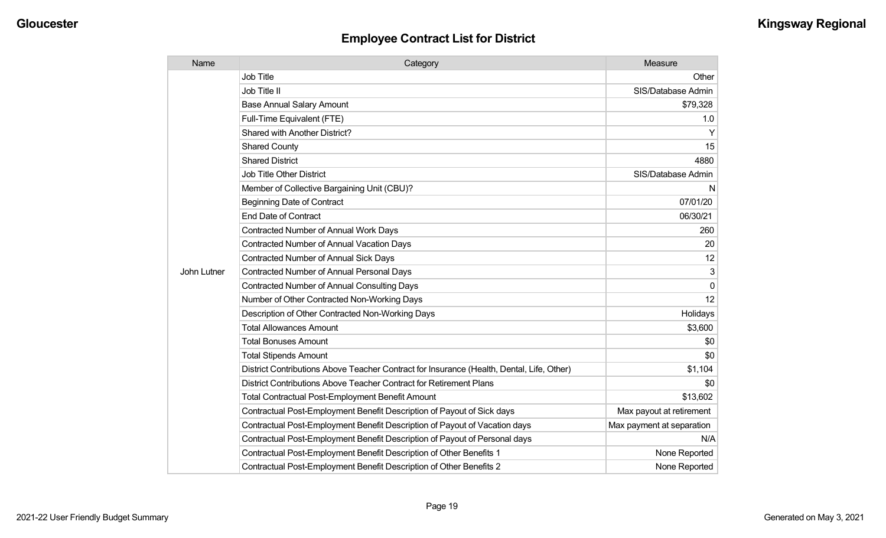# Employee Contract List for District

| Name | Category | Measure |
|---|---|---|
| John Lutner | Job Title | Other |
| | Job Title II | SIS/Database Admin |
| | Base Annual Salary Amount | $79,328 |
| | Full-Time Equivalent (FTE) | 1.0 |
| | Shared with Another District? | Y |
| | Shared County | 15 |
| | Shared District | 4880 |
| | Job Title Other District | SIS/Database Admin |
| | Member of Collective Bargaining Unit (CBU)? | N |
| | Beginning Date of Contract | 07/01/20 |
| | End Date of Contract | 06/30/21 |
| | Contracted Number of Annual Work Days | 260 |
| | Contracted Number of Annual Vacation Days | 20 |
| | Contracted Number of Annual Sick Days | 12 |
| | Contracted Number of Annual Personal Days | 3 |
| | Contracted Number of Annual Consulting Days | 0 |
| | Number of Other Contracted Non-Working Days | 12 |
| | Description of Other Contracted Non-Working Days | Holidays |
| | Total Allowances Amount | $3,600 |
| | Total Bonuses Amount | $0 |
| | Total Stipends Amount | $0 |
| | District Contributions Above Teacher Contract for Insurance (Health, Dental, Life, Other) | $1,104 |
| | District Contributions Above Teacher Contract for Retirement Plans | $0 |
| | Total Contractual Post-Employment Benefit Amount | $13,602 |
| | Contractual Post-Employment Benefit Description of Payout of Sick days | Max payout at retirement |
| | Contractual Post-Employment Benefit Description of Payout of Vacation days | Max payment at separation |
| | Contractual Post-Employment Benefit Description of Payout of Personal days | N/A |
| | Contractual Post-Employment Benefit Description of Other Benefits 1 | None Reported |
| | Contractual Post-Employment Benefit Description of Other Benefits 2 | None Reported |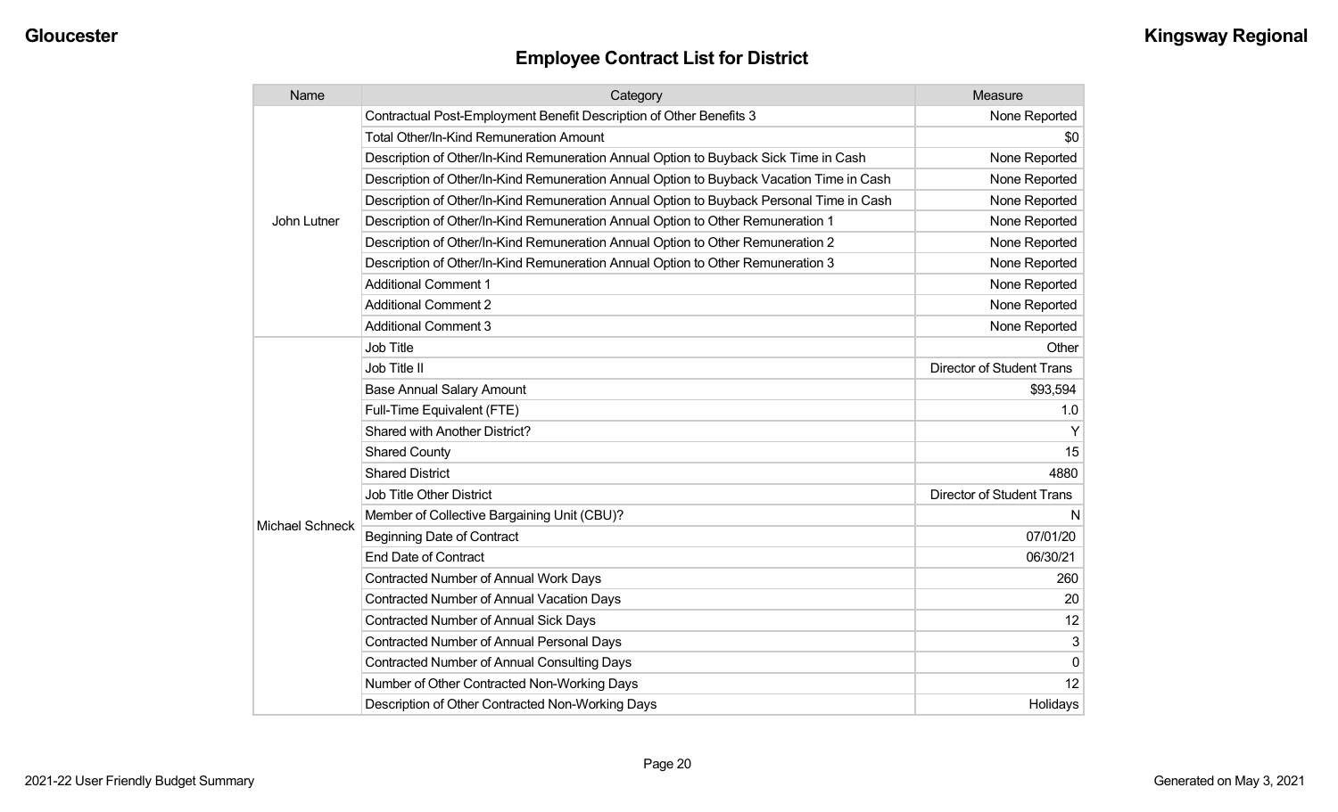## Employee Contract List for District

| Name | Category | Measure |
|---|---|---|
| John Lutner | Contractual Post-Employment Benefit Description of Other Benefits 3 | None Reported |
| | Total Other/In-Kind Remuneration Amount | $0 |
| | Description of Other/In-Kind Remuneration Annual Option to Buyback Sick Time in Cash | None Reported |
| | Description of Other/In-Kind Remuneration Annual Option to Buyback Vacation Time in Cash | None Reported |
| | Description of Other/In-Kind Remuneration Annual Option to Buyback Personal Time in Cash | None Reported |
| | Description of Other/In-Kind Remuneration Annual Option to Other Remuneration 1 | None Reported |
| | Description of Other/In-Kind Remuneration Annual Option to Other Remuneration 2 | None Reported |
| | Description of Other/In-Kind Remuneration Annual Option to Other Remuneration 3 | None Reported |
| | Additional Comment 1 | None Reported |
| | Additional Comment 2 | None Reported |
| | Additional Comment 3 | None Reported |
| Michael Schneck | Job Title | Other |
| | Job Title II | Director of Student Trans |
| | Base Annual Salary Amount | $93,594 |
| | Full-Time Equivalent (FTE) | 1.0 |
| | Shared with Another District? | Y |
| | Shared County | 15 |
| | Shared District | 4880 |
| | Job Title Other District | Director of Student Trans |
| | Member of Collective Bargaining Unit (CBU)? | N |
| | Beginning Date of Contract | 07/01/20 |
| | End Date of Contract | 06/30/21 |
| | Contracted Number of Annual Work Days | 260 |
| | Contracted Number of Annual Vacation Days | 20 |
| | Contracted Number of Annual Sick Days | 12 |
| | Contracted Number of Annual Personal Days | 3 |
| | Contracted Number of Annual Consulting Days | 0 |
| | Number of Other Contracted Non-Working Days | 12 |
| | Description of Other Contracted Non-Working Days | Holidays |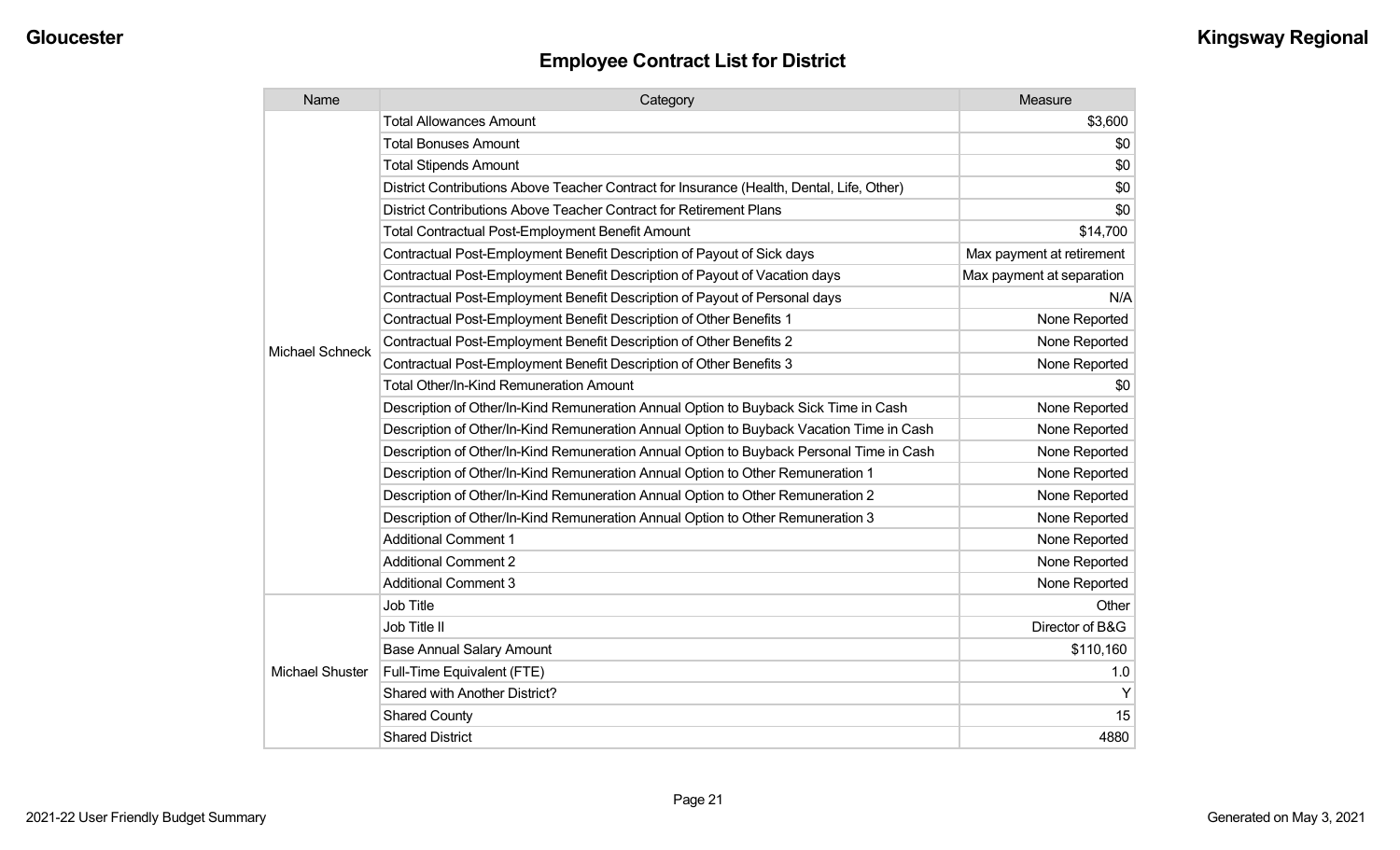## Employee Contract List for District

| Name | Category | Measure |
|---|---|---|
| Michael Schneck | Total Allowances Amount | $3,600 |
| | Total Bonuses Amount | $0 |
| | Total Stipends Amount | $0 |
| | District Contributions Above Teacher Contract for Insurance (Health, Dental, Life, Other) | $0 |
| | District Contributions Above Teacher Contract for Retirement Plans | $0 |
| | Total Contractual Post-Employment Benefit Amount | $14,700 |
| | Contractual Post-Employment Benefit Description of Payout of Sick days | Max payment at retirement |
| | Contractual Post-Employment Benefit Description of Payout of Vacation days | Max payment at separation |
| | Contractual Post-Employment Benefit Description of Payout of Personal days | N/A |
| | Contractual Post-Employment Benefit Description of Other Benefits 1 | None Reported |
| | Contractual Post-Employment Benefit Description of Other Benefits 2 | None Reported |
| | Contractual Post-Employment Benefit Description of Other Benefits 3 | None Reported |
| | Total Other/In-Kind Remuneration Amount | $0 |
| | Description of Other/In-Kind Remuneration Annual Option to Buyback Sick Time in Cash | None Reported |
| | Description of Other/In-Kind Remuneration Annual Option to Buyback Vacation Time in Cash | None Reported |
| | Description of Other/In-Kind Remuneration Annual Option to Buyback Personal Time in Cash | None Reported |
| | Description of Other/In-Kind Remuneration Annual Option to Other Remuneration 1 | None Reported |
| | Description of Other/In-Kind Remuneration Annual Option to Other Remuneration 2 | None Reported |
| | Description of Other/In-Kind Remuneration Annual Option to Other Remuneration 3 | None Reported |
| | Additional Comment 1 | None Reported |
| | Additional Comment 2 | None Reported |
| | Additional Comment 3 | None Reported |
| Michael Shuster | Job Title | Other |
| | Job Title II | Director of B&G |
| | Base Annual Salary Amount | $110,160 |
| | Full-Time Equivalent (FTE) | 1.0 |
| | Shared with Another District? | Y |
| | Shared County | 15 |
| | Shared District | 4880 |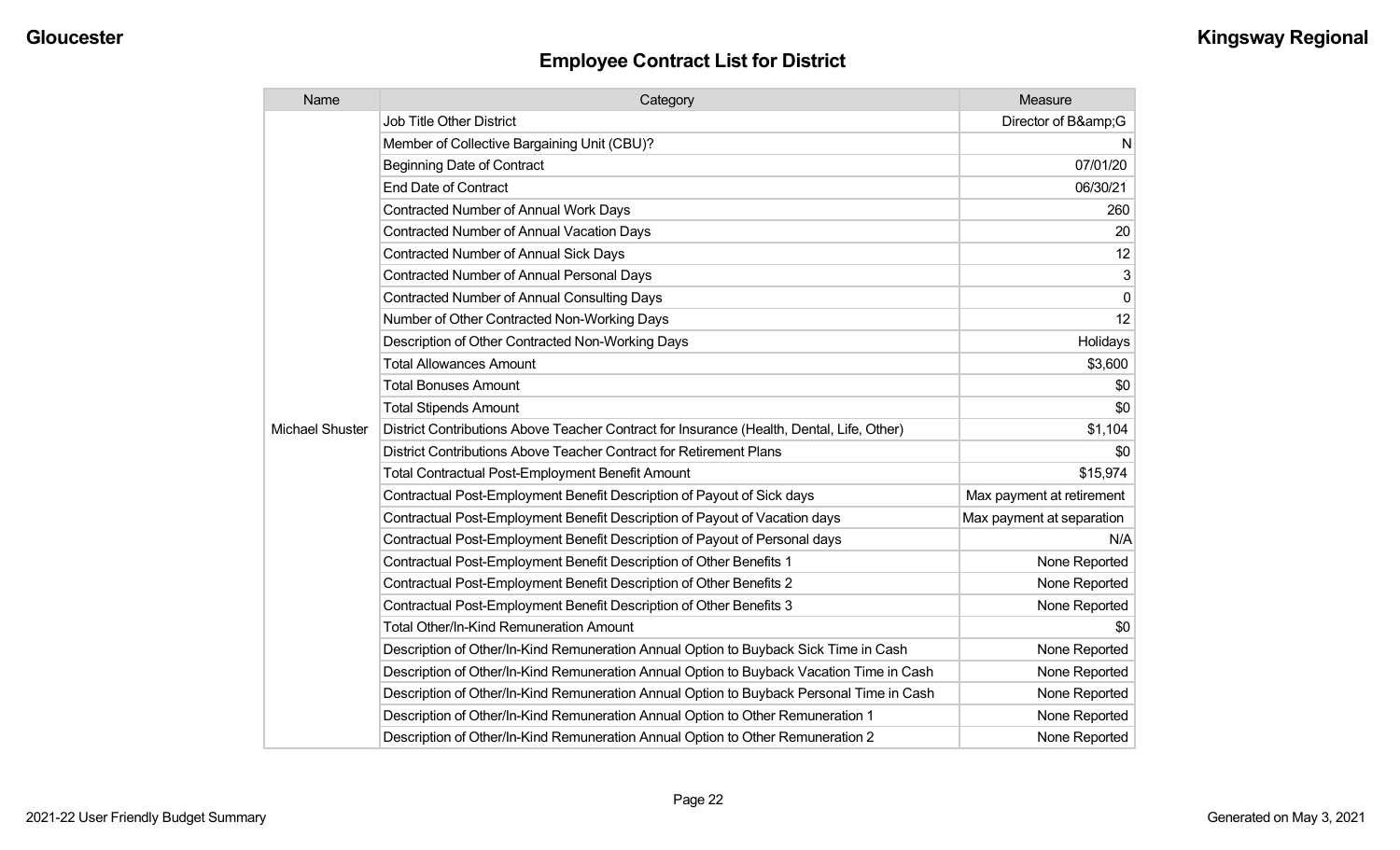## Employee Contract List for District

| Name | Category | Measure |
|---|---|---|
| Michael Shuster | Job Title Other District | Director of B&amp;G |
| | Member of Collective Bargaining Unit (CBU)? | N |
| | Beginning Date of Contract | 07/01/20 |
| | End Date of Contract | 06/30/21 |
| | Contracted Number of Annual Work Days | 260 |
| | Contracted Number of Annual Vacation Days | 20 |
| | Contracted Number of Annual Sick Days | 12 |
| | Contracted Number of Annual Personal Days | 3 |
| | Contracted Number of Annual Consulting Days | 0 |
| | Number of Other Contracted Non-Working Days | 12 |
| | Description of Other Contracted Non-Working Days | Holidays |
| | Total Allowances Amount | $3,600 |
| | Total Bonuses Amount | $0 |
| | Total Stipends Amount | $0 |
| | District Contributions Above Teacher Contract for Insurance (Health, Dental, Life, Other) | $1,104 |
| | District Contributions Above Teacher Contract for Retirement Plans | $0 |
| | Total Contractual Post-Employment Benefit Amount | $15,974 |
| | Contractual Post-Employment Benefit Description of Payout of Sick days | Max payment at retirement |
| | Contractual Post-Employment Benefit Description of Payout of Vacation days | Max payment at separation |
| | Contractual Post-Employment Benefit Description of Payout of Personal days | N/A |
| | Contractual Post-Employment Benefit Description of Other Benefits 1 | None Reported |
| | Contractual Post-Employment Benefit Description of Other Benefits 2 | None Reported |
| | Contractual Post-Employment Benefit Description of Other Benefits 3 | None Reported |
| | Total Other/In-Kind Remuneration Amount | $0 |
| | Description of Other/In-Kind Remuneration Annual Option to Buyback Sick Time in Cash | None Reported |
| | Description of Other/In-Kind Remuneration Annual Option to Buyback Vacation Time in Cash | None Reported |
| | Description of Other/In-Kind Remuneration Annual Option to Buyback Personal Time in Cash | None Reported |
| | Description of Other/In-Kind Remuneration Annual Option to Other Remuneration 1 | None Reported |
| | Description of Other/In-Kind Remuneration Annual Option to Other Remuneration 2 | None Reported |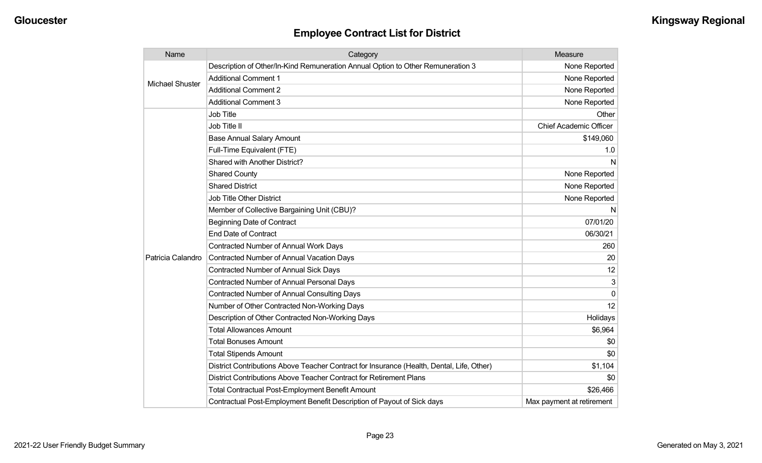## Employee Contract List for District

| Name | Category | Measure |
|---|---|---|
| Michael Shuster | Description of Other/In-Kind Remuneration Annual Option to Other Remuneration 3 | None Reported |
| | Additional Comment 1 | None Reported |
| | Additional Comment 2 | None Reported |
| | Additional Comment 3 | None Reported |
| Patricia Calandro | Job Title | Other |
| | Job Title II | Chief Academic Officer |
| | Base Annual Salary Amount | $149,060 |
| | Full-Time Equivalent (FTE) | 1.0 |
| | Shared with Another District? | N |
| | Shared County | None Reported |
| | Shared District | None Reported |
| | Job Title Other District | None Reported |
| | Member of Collective Bargaining Unit (CBU)? | N |
| | Beginning Date of Contract | 07/01/20 |
| | End Date of Contract | 06/30/21 |
| | Contracted Number of Annual Work Days | 260 |
| | Contracted Number of Annual Vacation Days | 20 |
| | Contracted Number of Annual Sick Days | 12 |
| | Contracted Number of Annual Personal Days | 3 |
| | Contracted Number of Annual Consulting Days | 0 |
| | Number of Other Contracted Non-Working Days | 12 |
| | Description of Other Contracted Non-Working Days | Holidays |
| | Total Allowances Amount | $6,964 |
| | Total Bonuses Amount | $0 |
| | Total Stipends Amount | $0 |
| | District Contributions Above Teacher Contract for Insurance (Health, Dental, Life, Other) | $1,104 |
| | District Contributions Above Teacher Contract for Retirement Plans | $0 |
| | Total Contractual Post-Employment Benefit Amount | $26,466 |
| | Contractual Post-Employment Benefit Description of Payout of Sick days | Max payment at retirement |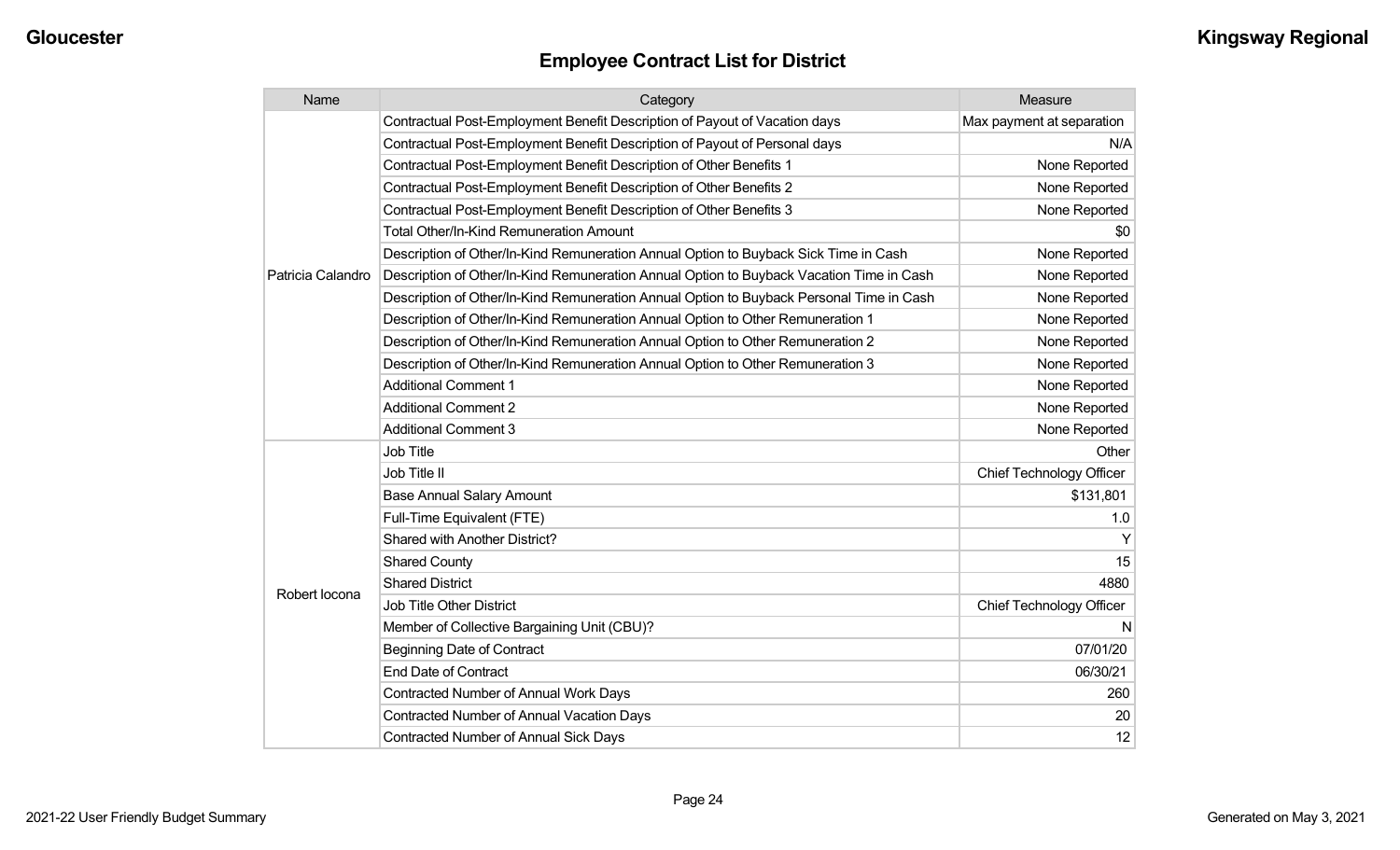## Employee Contract List for District

| Name | Category | Measure |
| --- | --- | --- |
| Patricia Calandro | Contractual Post-Employment Benefit Description of Payout of Vacation days | Max payment at separation |
| | Contractual Post-Employment Benefit Description of Payout of Personal days | N/A |
| | Contractual Post-Employment Benefit Description of Other Benefits 1 | None Reported |
| | Contractual Post-Employment Benefit Description of Other Benefits 2 | None Reported |
| | Contractual Post-Employment Benefit Description of Other Benefits 3 | None Reported |
| | Total Other/In-Kind Remuneration Amount | $0 |
| | Description of Other/In-Kind Remuneration Annual Option to Buyback Sick Time in Cash | None Reported |
| | Description of Other/In-Kind Remuneration Annual Option to Buyback Vacation Time in Cash | None Reported |
| | Description of Other/In-Kind Remuneration Annual Option to Buyback Personal Time in Cash | None Reported |
| | Description of Other/In-Kind Remuneration Annual Option to Other Remuneration 1 | None Reported |
| | Description of Other/In-Kind Remuneration Annual Option to Other Remuneration 2 | None Reported |
| | Description of Other/In-Kind Remuneration Annual Option to Other Remuneration 3 | None Reported |
| | Additional Comment 1 | None Reported |
| | Additional Comment 2 | None Reported |
| | Additional Comment 3 | None Reported |
| Robert Iocona | Job Title | Other |
| | Job Title II | Chief Technology Officer |
| | Base Annual Salary Amount | $131,801 |
| | Full-Time Equivalent (FTE) | 1.0 |
| | Shared with Another District? | Y |
| | Shared County | 15 |
| | Shared District | 4880 |
| | Job Title Other District | Chief Technology Officer |
| | Member of Collective Bargaining Unit (CBU)? | N |
| | Beginning Date of Contract | 07/01/20 |
| | End Date of Contract | 06/30/21 |
| | Contracted Number of Annual Work Days | 260 |
| | Contracted Number of Annual Vacation Days | 20 |
| | Contracted Number of Annual Sick Days | 12 |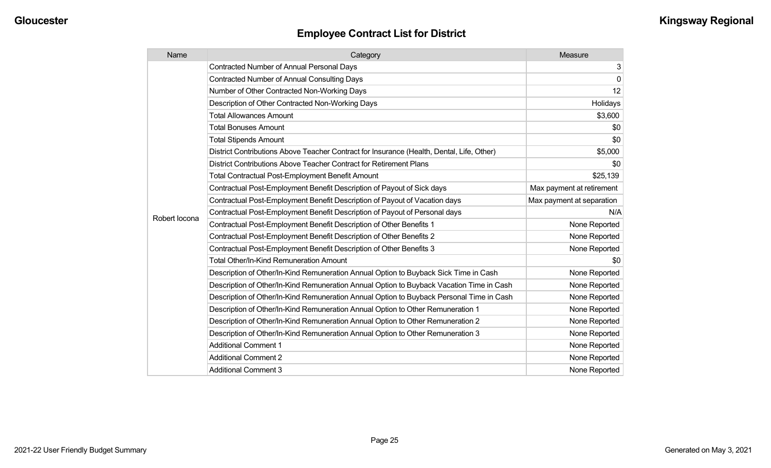## Employee Contract List for District

| Name | Category | Measure |
|---|---|---|
| Robert Iocona | Contracted Number of Annual Personal Days | 3 |
| | Contracted Number of Annual Consulting Days | 0 |
| | Number of Other Contracted Non-Working Days | 12 |
| | Description of Other Contracted Non-Working Days | Holidays |
| | Total Allowances Amount | $3,600 |
| | Total Bonuses Amount | $0 |
| | Total Stipends Amount | $0 |
| | District Contributions Above Teacher Contract for Insurance (Health, Dental, Life, Other) | $5,000 |
| | District Contributions Above Teacher Contract for Retirement Plans | $0 |
| | Total Contractual Post-Employment Benefit Amount | $25,139 |
| | Contractual Post-Employment Benefit Description of Payout of Sick days | Max payment at retirement |
| | Contractual Post-Employment Benefit Description of Payout of Vacation days | Max payment at separation |
| | Contractual Post-Employment Benefit Description of Payout of Personal days | N/A |
| | Contractual Post-Employment Benefit Description of Other Benefits 1 | None Reported |
| | Contractual Post-Employment Benefit Description of Other Benefits 2 | None Reported |
| | Contractual Post-Employment Benefit Description of Other Benefits 3 | None Reported |
| | Total Other/In-Kind Remuneration Amount | $0 |
| | Description of Other/In-Kind Remuneration Annual Option to Buyback Sick Time in Cash | None Reported |
| | Description of Other/In-Kind Remuneration Annual Option to Buyback Vacation Time in Cash | None Reported |
| | Description of Other/In-Kind Remuneration Annual Option to Buyback Personal Time in Cash | None Reported |
| | Description of Other/In-Kind Remuneration Annual Option to Other Remuneration 1 | None Reported |
| | Description of Other/In-Kind Remuneration Annual Option to Other Remuneration 2 | None Reported |
| | Description of Other/In-Kind Remuneration Annual Option to Other Remuneration 3 | None Reported |
| | Additional Comment 1 | None Reported |
| | Additional Comment 2 | None Reported |
| | Additional Comment 3 | None Reported |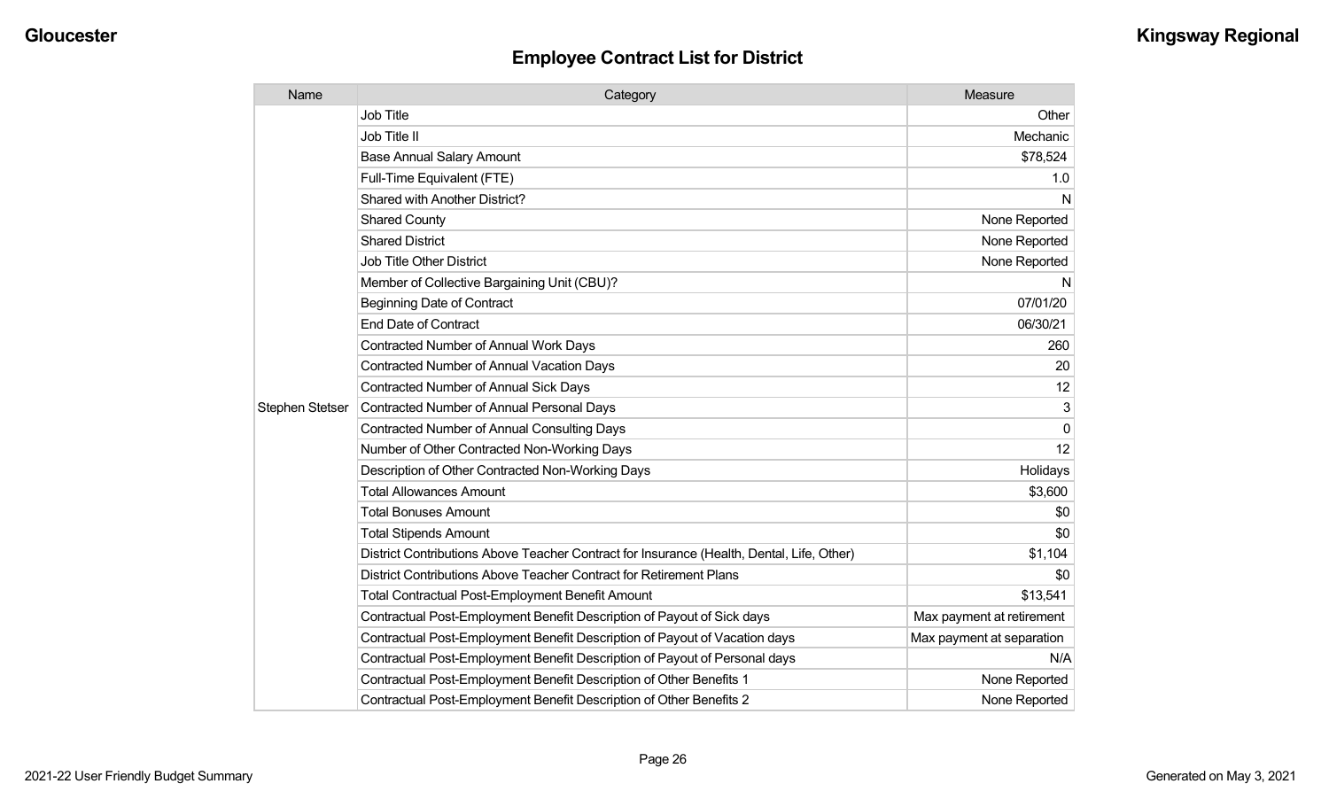## Employee Contract List for District

| Name | Category | Measure |
|---|---|---|
| Stephen Stetser | Job Title | Other |
| | Job Title II | Mechanic |
| | Base Annual Salary Amount | $78,524 |
| | Full-Time Equivalent (FTE) | 1.0 |
| | Shared with Another District? | N |
| | Shared County | None Reported |
| | Shared District | None Reported |
| | Job Title Other District | None Reported |
| | Member of Collective Bargaining Unit (CBU)? | N |
| | Beginning Date of Contract | 07/01/20 |
| | End Date of Contract | 06/30/21 |
| | Contracted Number of Annual Work Days | 260 |
| | Contracted Number of Annual Vacation Days | 20 |
| | Contracted Number of Annual Sick Days | 12 |
| | Contracted Number of Annual Personal Days | 3 |
| | Contracted Number of Annual Consulting Days | 0 |
| | Number of Other Contracted Non-Working Days | 12 |
| | Description of Other Contracted Non-Working Days | Holidays |
| | Total Allowances Amount | $3,600 |
| | Total Bonuses Amount | $0 |
| | Total Stipends Amount | $0 |
| | District Contributions Above Teacher Contract for Insurance (Health, Dental, Life, Other) | $1,104 |
| | District Contributions Above Teacher Contract for Retirement Plans | $0 |
| | Total Contractual Post-Employment Benefit Amount | $13,541 |
| | Contractual Post-Employment Benefit Description of Payout of Sick days | Max payment at retirement |
| | Contractual Post-Employment Benefit Description of Payout of Vacation days | Max payment at separation |
| | Contractual Post-Employment Benefit Description of Payout of Personal days | N/A |
| | Contractual Post-Employment Benefit Description of Other Benefits 1 | None Reported |
| | Contractual Post-Employment Benefit Description of Other Benefits 2 | None Reported |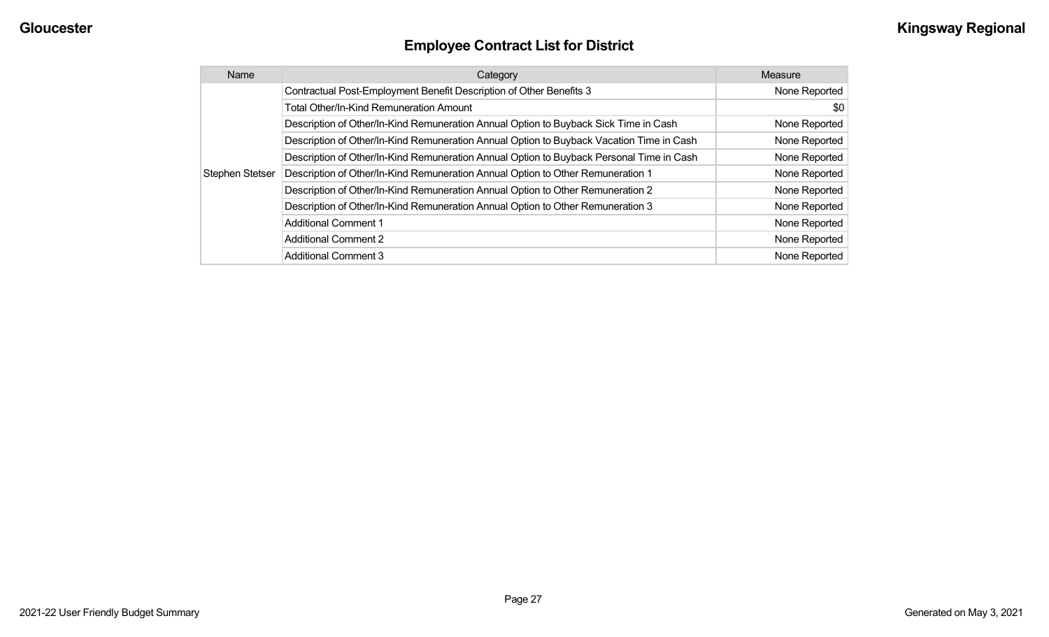## Employee Contract List for District

| Name | Category | Measure |
|---|---|---|
| Stephen Stetser | Contractual Post-Employment Benefit Description of Other Benefits 3 | None Reported |
| | Total Other/In-Kind Remuneration Amount | $0 |
| | Description of Other/In-Kind Remuneration Annual Option to Buyback Sick Time in Cash | None Reported |
| | Description of Other/In-Kind Remuneration Annual Option to Buyback Vacation Time in Cash | None Reported |
| | Description of Other/In-Kind Remuneration Annual Option to Buyback Personal Time in Cash | None Reported |
| | Description of Other/In-Kind Remuneration Annual Option to Other Remuneration 1 | None Reported |
| | Description of Other/In-Kind Remuneration Annual Option to Other Remuneration 2 | None Reported |
| | Description of Other/In-Kind Remuneration Annual Option to Other Remuneration 3 | None Reported |
| | Additional Comment 1 | None Reported |
| | Additional Comment 2 | None Reported |
| | Additional Comment 3 | None Reported |